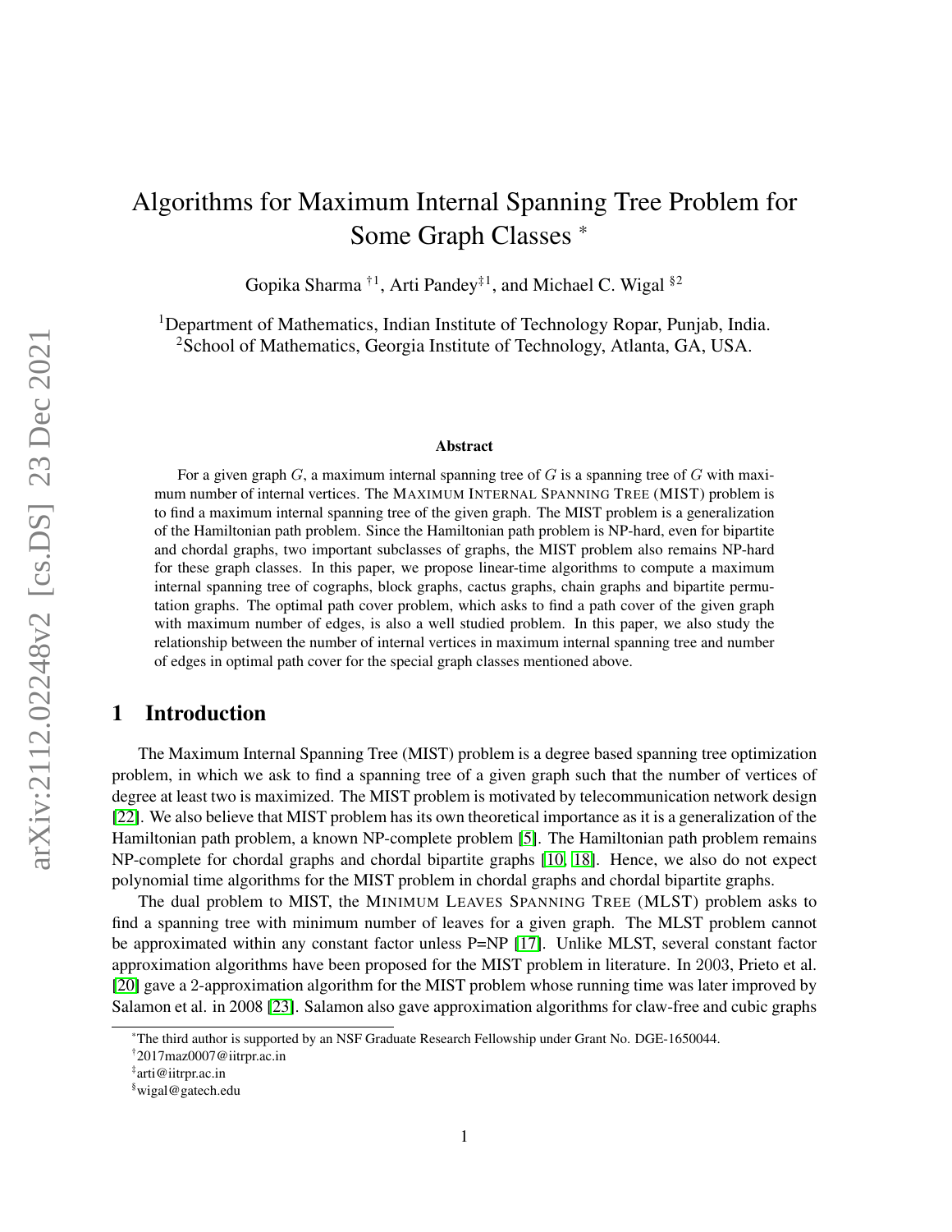# Algorithms for Maximum Internal Spanning Tree Problem for Some Graph Classes *

Gopika Sharma †1, Arti Pandey‡1, and Michael C. Wigal §2

[1]Department of Mathematics, Indian Institute of Technology Ropar, Punjab, India.
[2]School of Mathematics, Georgia Institute of Technology, Atlanta, GA, USA.

### Abstract

For a given graph $G$, a maximum internal spanning tree of $G$ is a spanning tree of $G$ with maximum number of internal vertices. The MAXIMUM INTERNAL SPANNING TREE (MIST) problem is to find a maximum internal spanning tree of the given graph. The MIST problem is a generalization of the Hamiltonian path problem. Since the Hamiltonian path problem is NP-hard, even for bipartite and chordal graphs, two important subclasses of graphs, the MIST problem also remains NP-hard for these graph classes. In this paper, we propose linear-time algorithms to compute a maximum internal spanning tree of cographs, block graphs, cactus graphs, chain graphs and bipartite permutation graphs. The optimal path cover problem, which asks to find a path cover of the given graph with maximum number of edges, is also a well studied problem. In this paper, we also study the relationship between the number of internal vertices in maximum internal spanning tree and number of edges in optimal path cover for the special graph classes mentioned above.

## 1 Introduction

The Maximum Internal Spanning Tree (MIST) problem is a degree based spanning tree optimization problem, in which we ask to find a spanning tree of a given graph such that the number of vertices of degree at least two is maximized. The MIST problem is motivated by telecommunication network design [22]. We also believe that MIST problem has its own theoretical importance as it is a generalization of the Hamiltonian path problem, a known NP-complete problem [5]. The Hamiltonian path problem remains NP-complete for chordal graphs and chordal bipartite graphs [10, 18]. Hence, we also do not expect polynomial time algorithms for the MIST problem in chordal graphs and chordal bipartite graphs.

The dual problem to MIST, the MINIMUM LEAVES SPANNING TREE (MLST) problem asks to find a spanning tree with minimum number of leaves for a given graph. The MLST problem cannot be approximated within any constant factor unless P=NP [17]. Unlike MLST, several constant factor approximation algorithms have been proposed for the MIST problem in literature. In 2003, Prieto et al. [20] gave a 2-approximation algorithm for the MIST problem whose running time was later improved by Salamon et al. in 2008 [23]. Salamon also gave approximation algorithms for claw-free and cubic graphs

*The third author is supported by an NSF Graduate Research Fellowship under Grant No. DGE-1650044.
†2017maz0007@iitrpr.ac.in
‡arti@iitrpr.ac.in
§wigal@gatech.edu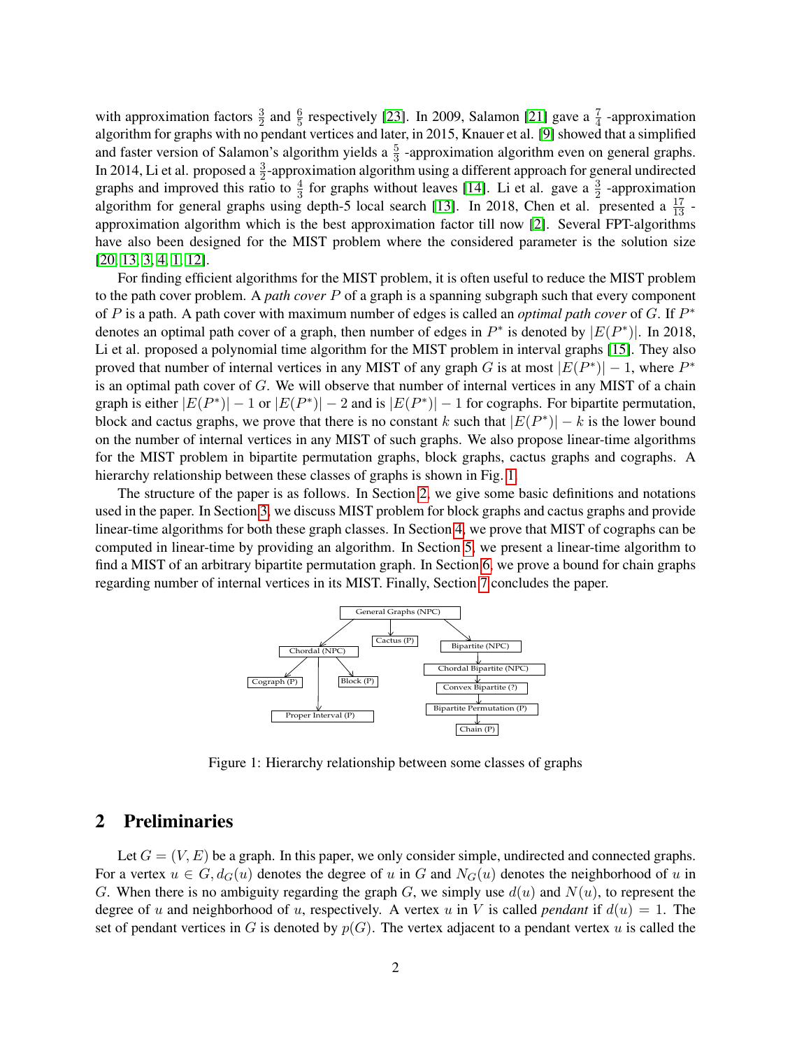with approximation factors $\frac{3}{2}$ and $\frac{6}{5}$ respectively [23]. In 2009, Salamon [21] gave a $\frac{7}{4}$ -approximation algorithm for graphs with no pendant vertices and later, in 2015, Knauer et al. [9] showed that a simplified and faster version of Salamon's algorithm yields a $\frac{5}{3}$ -approximation algorithm even on general graphs. In 2014, Li et al. proposed a $\frac{3}{2}$-approximation algorithm using a different approach for general undirected graphs and improved this ratio to $\frac{4}{3}$ for graphs without leaves [14]. Li et al. gave a $\frac{3}{2}$ -approximation algorithm for general graphs using depth-5 local search [13]. In 2018, Chen et al. presented a $\frac{17}{13}$ - approximation algorithm which is the best approximation factor till now [2]. Several FPT-algorithms have also been designed for the MIST problem where the considered parameter is the solution size [20, 13, 3, 4, 1, 12].

For finding efficient algorithms for the MIST problem, it is often useful to reduce the MIST problem to the path cover problem. A *path cover* $P$ of a graph is a spanning subgraph such that every component of $P$ is a path. A path cover with maximum number of edges is called an *optimal path cover* of $G$. If $P^*$ denotes an optimal path cover of a graph, then number of edges in $P^*$ is denoted by $|E(P^*)|$. In 2018, Li et al. proposed a polynomial time algorithm for the MIST problem in interval graphs [15]. They also proved that number of internal vertices in any MIST of any graph $G$ is at most $|E(P^*)| - 1$, where $P^*$ is an optimal path cover of $G$. We will observe that number of internal vertices in any MIST of a chain graph is either $|E(P^*)| - 1$ or $|E(P^*)| - 2$ and is $|E(P^*)| - 1$ for cographs. For bipartite permutation, block and cactus graphs, we prove that there is no constant $k$ such that $|E(P^*)| - k$ is the lower bound on the number of internal vertices in any MIST of such graphs. We also propose linear-time algorithms for the MIST problem in bipartite permutation graphs, block graphs, cactus graphs and cographs. A hierarchy relationship between these classes of graphs is shown in Fig. 1.

The structure of the paper is as follows. In Section 2, we give some basic definitions and notations used in the paper. In Section 3, we discuss MIST problem for block graphs and cactus graphs and provide linear-time algorithms for both these graph classes. In Section 4, we prove that MIST of cographs can be computed in linear-time by providing an algorithm. In Section 5, we present a linear-time algorithm to find a MIST of an arbitrary bipartite permutation graph. In Section 6, we prove a bound for chain graphs regarding number of internal vertices in its MIST. Finally, Section 7 concludes the paper.

General Graphs (NPC)
Chordal (NPC) | Cactus (P) | Bipartite (NPC)
Cograph (P) | Block (P) | Proper Interval (P)
Chordal Bipartite (NPC)
Convex Bipartite (?)
Bipartite Permutation (P)
Chain (P)

Figure 1: Hierarchy relationship between some classes of graphs

## 2 Preliminaries

Let $G = (V, E)$ be a graph. In this paper, we only consider simple, undirected and connected graphs. For a vertex $u \in G$, $d_G(u)$ denotes the degree of $u$ in $G$ and $N_G(u)$ denotes the neighborhood of $u$ in $G$. When there is no ambiguity regarding the graph $G$, we simply use $d(u)$ and $N(u)$, to represent the degree of $u$ and neighborhood of $u$, respectively. A vertex $u$ in $V$ is called *pendant* if $d(u) = 1$. The set of pendant vertices in $G$ is denoted by $p(G)$. The vertex adjacent to a pendant vertex $u$ is called the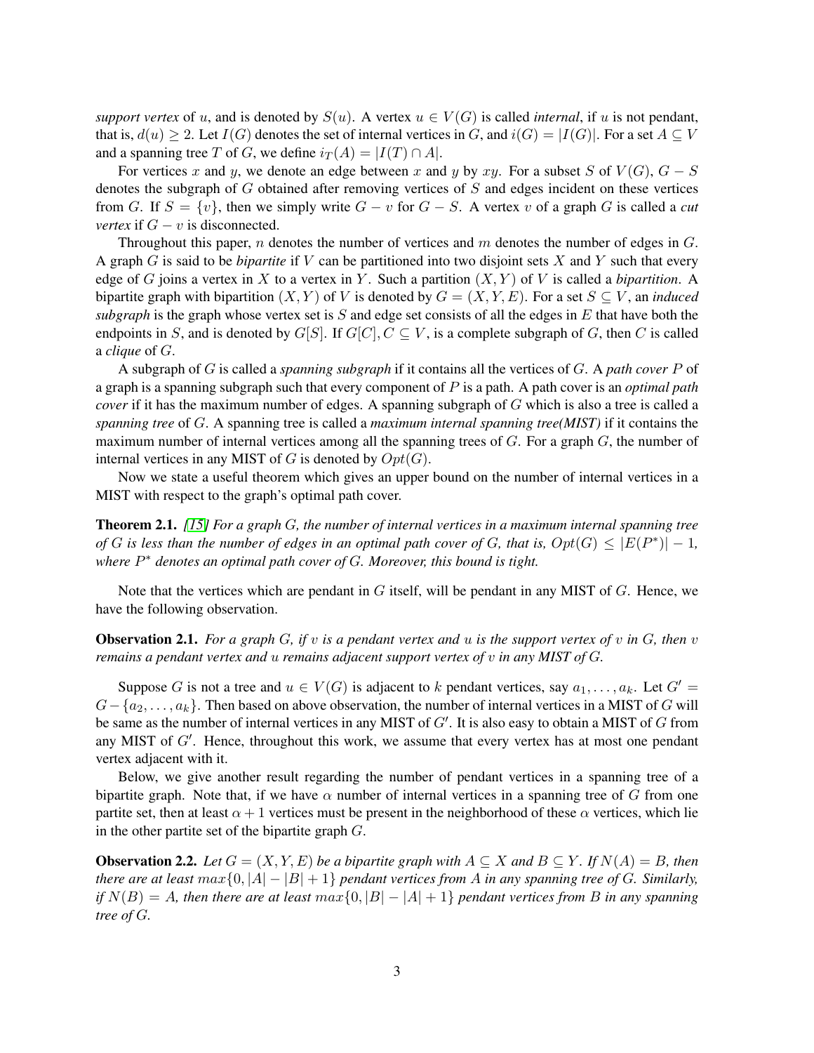*support vertex* of $u$, and is denoted by $S(u)$. A vertex $u \in V(G)$ is called *internal*, if $u$ is not pendant, that is, $d(u) \geq 2$. Let $I(G)$ denotes the set of internal vertices in $G$, and $i(G) = |I(G)|$. For a set $A \subseteq V$ and a spanning tree $T$ of $G$, we define $i_T(A) = |I(T) \cap A|$.

For vertices $x$ and $y$, we denote an edge between $x$ and $y$ by $xy$. For a subset $S$ of $V(G)$, $G - S$ denotes the subgraph of $G$ obtained after removing vertices of $S$ and edges incident on these vertices from $G$. If $S = \{v\}$, then we simply write $G - v$ for $G - S$. A vertex $v$ of a graph $G$ is called a *cut vertex* if $G - v$ is disconnected.

Throughout this paper, $n$ denotes the number of vertices and $m$ denotes the number of edges in $G$. A graph $G$ is said to be *bipartite* if $V$ can be partitioned into two disjoint sets $X$ and $Y$ such that every edge of $G$ joins a vertex in $X$ to a vertex in $Y$. Such a partition $(X, Y)$ of $V$ is called a *bipartition*. A bipartite graph with bipartition $(X, Y)$ of $V$ is denoted by $G = (X, Y, E)$. For a set $S \subseteq V$, an *induced subgraph* is the graph whose vertex set is $S$ and edge set consists of all the edges in $E$ that have both the endpoints in $S$, and is denoted by $G[S]$. If $G[C], C \subseteq V$, is a complete subgraph of $G$, then $C$ is called a *clique* of $G$.

A subgraph of $G$ is called a *spanning subgraph* if it contains all the vertices of $G$. A *path cover* $P$ of a graph is a spanning subgraph such that every component of $P$ is a path. A path cover is an *optimal path cover* if it has the maximum number of edges. A spanning subgraph of $G$ which is also a tree is called a *spanning tree* of $G$. A spanning tree is called a *maximum internal spanning tree(MIST)* if it contains the maximum number of internal vertices among all the spanning trees of $G$. For a graph $G$, the number of internal vertices in any MIST of $G$ is denoted by $Opt(G)$.

Now we state a useful theorem which gives an upper bound on the number of internal vertices in a MIST with respect to the graph's optimal path cover.

**Theorem 2.1.** *[15] For a graph $G$, the number of internal vertices in a maximum internal spanning tree of $G$ is less than the number of edges in an optimal path cover of $G$, that is, $Opt(G) \leq |E(P^*)| - 1$, where $P^*$ denotes an optimal path cover of $G$. Moreover, this bound is tight.*

Note that the vertices which are pendant in $G$ itself, will be pendant in any MIST of $G$. Hence, we have the following observation.

**Observation 2.1.** *For a graph $G$, if $v$ is a pendant vertex and $u$ is the support vertex of $v$ in $G$, then $v$ remains a pendant vertex and $u$ remains adjacent support vertex of $v$ in any MIST of $G$.*

Suppose $G$ is not a tree and $u \in V(G)$ is adjacent to $k$ pendant vertices, say $a_1, \ldots, a_k$. Let $G' = G - \{a_2, \ldots, a_k\}$. Then based on above observation, the number of internal vertices in a MIST of $G$ will be same as the number of internal vertices in any MIST of $G'$. It is also easy to obtain a MIST of $G$ from any MIST of $G'$. Hence, throughout this work, we assume that every vertex has at most one pendant vertex adjacent with it.

Below, we give another result regarding the number of pendant vertices in a spanning tree of a bipartite graph. Note that, if we have $\alpha$ number of internal vertices in a spanning tree of $G$ from one partite set, then at least $\alpha + 1$ vertices must be present in the neighborhood of these $\alpha$ vertices, which lie in the other partite set of the bipartite graph $G$.

**Observation 2.2.** *Let $G = (X, Y, E)$ be a bipartite graph with $A \subseteq X$ and $B \subseteq Y$. If $N(A) = B$, then there are at least $max\{0, |A| - |B| + 1\}$ pendant vertices from $A$ in any spanning tree of $G$. Similarly, if $N(B) = A$, then there are at least $max\{0, |B| - |A| + 1\}$ pendant vertices from $B$ in any spanning tree of $G$.*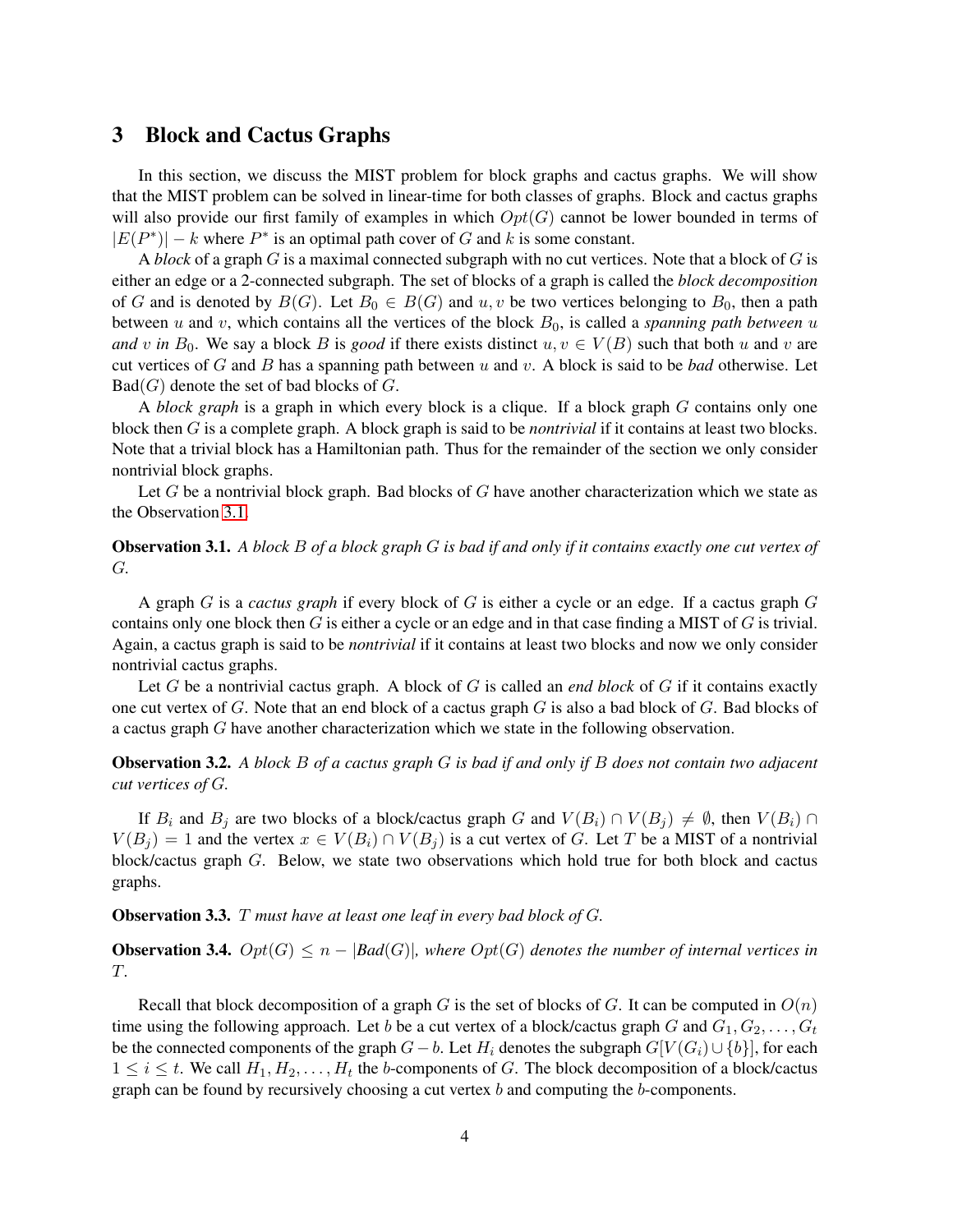## 3 Block and Cactus Graphs

In this section, we discuss the MIST problem for block graphs and cactus graphs. We will show that the MIST problem can be solved in linear-time for both classes of graphs. Block and cactus graphs will also provide our first family of examples in which $Opt(G)$ cannot be lower bounded in terms of $|E(P^*)| - k$ where $P^*$ is an optimal path cover of $G$ and $k$ is some constant.

A *block* of a graph $G$ is a maximal connected subgraph with no cut vertices. Note that a block of $G$ is either an edge or a 2-connected subgraph. The set of blocks of a graph is called the *block decomposition* of $G$ and is denoted by $B(G)$. Let $B_0 \in B(G)$ and $u, v$ be two vertices belonging to $B_0$, then a path between $u$ and $v$, which contains all the vertices of the block $B_0$, is called a *spanning path between $u$ and $v$ in $B_0$*. We say a block $B$ is *good* if there exists distinct $u, v \in V(B)$ such that both $u$ and $v$ are cut vertices of $G$ and $B$ has a spanning path between $u$ and $v$. A block is said to be *bad* otherwise. Let Bad$(G)$ denote the set of bad blocks of $G$.

A *block graph* is a graph in which every block is a clique. If a block graph $G$ contains only one block then $G$ is a complete graph. A block graph is said to be *nontrivial* if it contains at least two blocks. Note that a trivial block has a Hamiltonian path. Thus for the remainder of the section we only consider nontrivial block graphs.

Let $G$ be a nontrivial block graph. Bad blocks of $G$ have another characterization which we state as the Observation 3.1.

**Observation 3.1.** *A block $B$ of a block graph $G$ is bad if and only if it contains exactly one cut vertex of $G$.*

A graph $G$ is a *cactus graph* if every block of $G$ is either a cycle or an edge. If a cactus graph $G$ contains only one block then $G$ is either a cycle or an edge and in that case finding a MIST of $G$ is trivial. Again, a cactus graph is said to be *nontrivial* if it contains at least two blocks and now we only consider nontrivial cactus graphs.

Let $G$ be a nontrivial cactus graph. A block of $G$ is called an *end block* of $G$ if it contains exactly one cut vertex of $G$. Note that an end block of a cactus graph $G$ is also a bad block of $G$. Bad blocks of a cactus graph $G$ have another characterization which we state in the following observation.

**Observation 3.2.** *A block $B$ of a cactus graph $G$ is bad if and only if $B$ does not contain two adjacent cut vertices of $G$.*

If $B_i$ and $B_j$ are two blocks of a block/cactus graph $G$ and $V(B_i) \cap V(B_j) \neq \emptyset$, then $V(B_i) \cap V(B_j) = 1$ and the vertex $x \in V(B_i) \cap V(B_j)$ is a cut vertex of $G$. Let $T$ be a MIST of a nontrivial block/cactus graph $G$. Below, we state two observations which hold true for both block and cactus graphs.

**Observation 3.3.** *$T$ must have at least one leaf in every bad block of $G$.*

**Observation 3.4.** *$Opt(G) \leq n - |Bad(G)|$, where $Opt(G)$ denotes the number of internal vertices in $T$.*

Recall that block decomposition of a graph $G$ is the set of blocks of $G$. It can be computed in $O(n)$ time using the following approach. Let $b$ be a cut vertex of a block/cactus graph $G$ and $G_1, G_2, \ldots, G_t$ be the connected components of the graph $G - b$. Let $H_i$ denotes the subgraph $G[V(G_i) \cup \{b\}]$, for each $1 \leq i \leq t$. We call $H_1, H_2, \ldots, H_t$ the $b$-components of $G$. The block decomposition of a block/cactus graph can be found by recursively choosing a cut vertex $b$ and computing the $b$-components.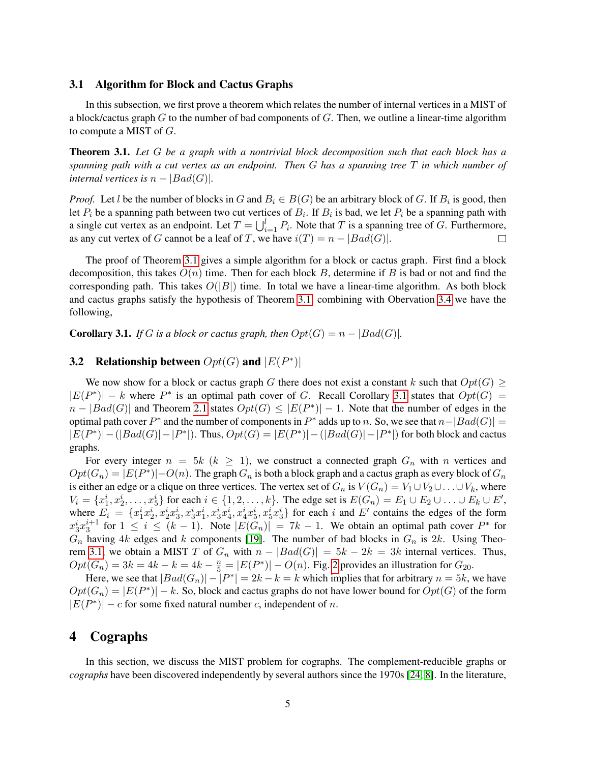### 3.1 Algorithm for Block and Cactus Graphs

In this subsection, we first prove a theorem which relates the number of internal vertices in a MIST of a block/cactus graph $G$ to the number of bad components of $G$. Then, we outline a linear-time algorithm to compute a MIST of $G$.

**Theorem 3.1.** *Let $G$ be a graph with a nontrivial block decomposition such that each block has a spanning path with a cut vertex as an endpoint. Then $G$ has a spanning tree $T$ in which number of internal vertices is $n - |Bad(G)|$.*

*Proof.* Let $l$ be the number of blocks in $G$ and $B_i \in B(G)$ be an arbitrary block of $G$. If $B_i$ is good, then let $P_i$ be a spanning path between two cut vertices of $B_i$. If $B_i$ is bad, we let $P_i$ be a spanning path with a single cut vertex as an endpoint. Let $T = \bigcup_{i=1}^{l} P_i$. Note that $T$ is a spanning tree of $G$. Furthermore, as any cut vertex of $G$ cannot be a leaf of $T$, we have $i(T) = n - |Bad(G)|$. □

The proof of Theorem 3.1 gives a simple algorithm for a block or cactus graph. First find a block decomposition, this takes $O(n)$ time. Then for each block $B$, determine if $B$ is bad or not and find the corresponding path. This takes $O(|B|)$ time. In total we have a linear-time algorithm. As both block and cactus graphs satisfy the hypothesis of Theorem 3.1, combining with Obervation 3.4 we have the following,

**Corollary 3.1.** *If $G$ is a block or cactus graph, then $Opt(G) = n - |Bad(G)|$.*

### 3.2 Relationship between $Opt(G)$ and $|E(P^*)|$

We now show for a block or cactus graph $G$ there does not exist a constant $k$ such that $Opt(G) \geq |E(P^*)| - k$ where $P^*$ is an optimal path cover of $G$. Recall Corollary 3.1 states that $Opt(G) = n - |Bad(G)|$ and Theorem 2.1 states $Opt(G) \leq |E(P^*)| - 1$. Note that the number of edges in the optimal path cover $P^*$ and the number of components in $P^*$ adds up to $n$. So, we see that $n - |Bad(G)| = |E(P^*)| - (|Bad(G)| - |P^*|)$. Thus, $Opt(G) = |E(P^*)| - (|Bad(G)| - |P^*|)$ for both block and cactus graphs.

For every integer $n = 5k$ $(k \geq 1)$, we construct a connected graph $G_n$ with $n$ vertices and $Opt(G_n) = |E(P^*)| - O(n)$. The graph $G_n$ is both a block graph and a cactus graph as every block of $G_n$ is either an edge or a clique on three vertices. The vertex set of $G_n$ is $V(G_n) = V_1 \cup V_2 \cup \ldots \cup V_k$, where $V_i = \{x_1^i, x_2^i, \ldots, x_5^i\}$ for each $i \in \{1, 2, \ldots, k\}$. The edge set is $E(G_n) = E_1 \cup E_2 \cup \ldots \cup E_k \cup E'$, where $E_i = \{x_1^i x_2^i, x_2^i x_3^i, x_3^i x_1^i, x_3^i x_4^i, x_4^i x_5^i, x_5^i x_3^i\}$ for each $i$ and $E'$ contains the edges of the form $x_3^i x_3^{i+1}$ for $1 \leq i \leq (k-1)$. Note $|E(G_n)| = 7k - 1$. We obtain an optimal path cover $P^*$ for $G_n$ having $4k$ edges and $k$ components [19]. The number of bad blocks in $G_n$ is $2k$. Using Theorem 3.1, we obtain a MIST $T$ of $G_n$ with $n - |Bad(G)| = 5k - 2k = 3k$ internal vertices. Thus, $Opt(G_n) = 3k = 4k - k = 4k - \frac{n}{5} = |E(P^*)| - O(n)$. Fig. 2 provides an illustration for $G_{20}$.

Here, we see that $|Bad(G_n)| - |P^*| = 2k - k = k$ which implies that for arbitrary $n = 5k$, we have $Opt(G_n) = |E(P^*)| - k$. So, block and cactus graphs do not have lower bound for $Opt(G)$ of the form $|E(P^*)| - c$ for some fixed natural number $c$, independent of $n$.

# 4 Cographs

In this section, we discuss the MIST problem for cographs. The complement-reducible graphs or *cographs* have been discovered independently by several authors since the 1970s [24, 8]. In the literature,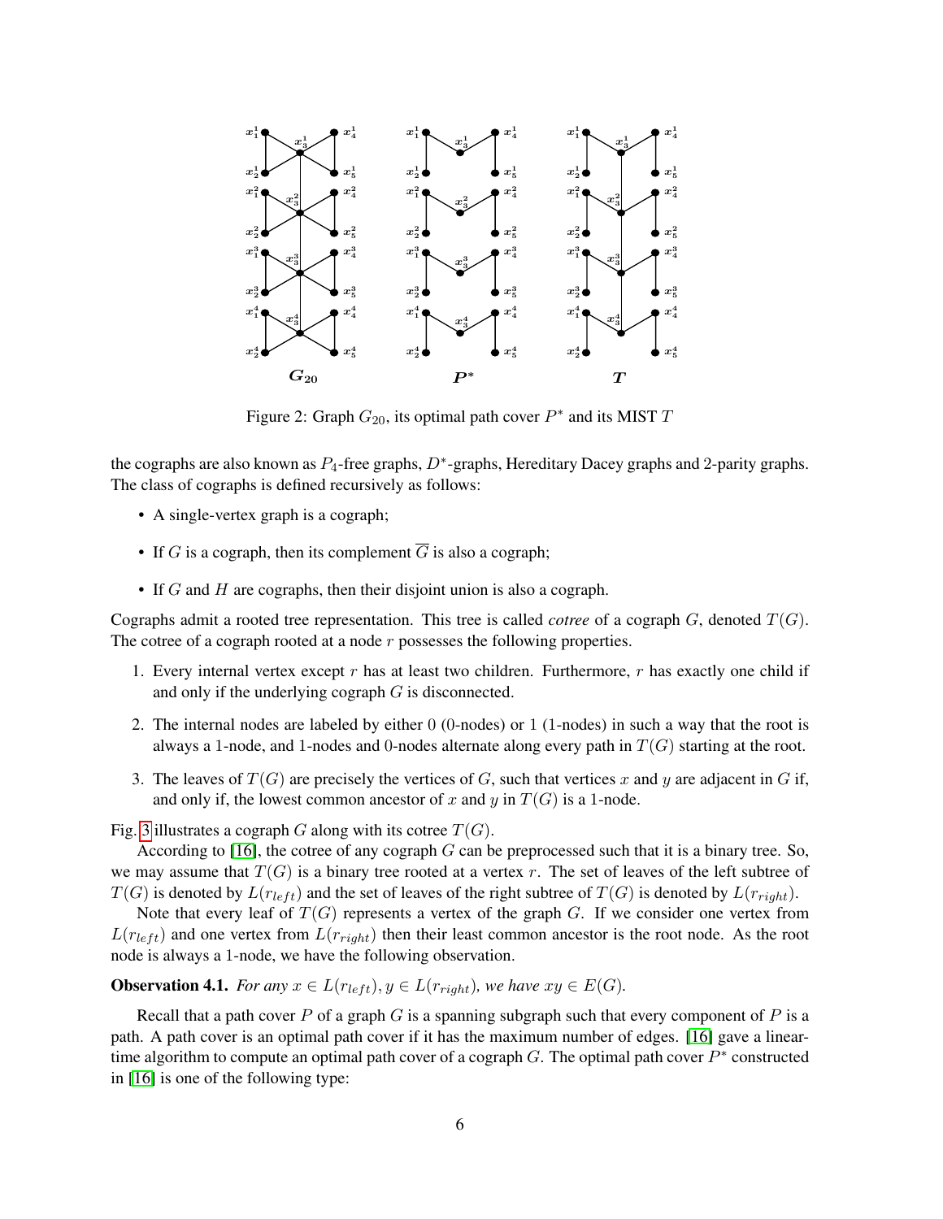Figure 2: Graph $G_{20}$, its optimal path cover $P^*$ and its MIST $T$

the cographs are also known as $P_4$-free graphs, $D^*$-graphs, Hereditary Dacey graphs and 2-parity graphs. The class of cographs is defined recursively as follows:

- A single-vertex graph is a cograph;
- If $G$ is a cograph, then its complement $\overline{G}$ is also a cograph;
- If $G$ and $H$ are cographs, then their disjoint union is also a cograph.

Cographs admit a rooted tree representation. This tree is called *cotree* of a cograph $G$, denoted $T(G)$. The cotree of a cograph rooted at a node $r$ possesses the following properties.

1. Every internal vertex except $r$ has at least two children. Furthermore, $r$ has exactly one child if and only if the underlying cograph $G$ is disconnected.
2. The internal nodes are labeled by either 0 (0-nodes) or 1 (1-nodes) in such a way that the root is always a 1-node, and 1-nodes and 0-nodes alternate along every path in $T(G)$ starting at the root.
3. The leaves of $T(G)$ are precisely the vertices of $G$, such that vertices $x$ and $y$ are adjacent in $G$ if, and only if, the lowest common ancestor of $x$ and $y$ in $T(G)$ is a 1-node.

Fig. 3 illustrates a cograph $G$ along with its cotree $T(G)$.

According to [16], the cotree of any cograph $G$ can be preprocessed such that it is a binary tree. So, we may assume that $T(G)$ is a binary tree rooted at a vertex $r$. The set of leaves of the left subtree of $T(G)$ is denoted by $L(r_{left})$ and the set of leaves of the right subtree of $T(G)$ is denoted by $L(r_{right})$.

Note that every leaf of $T(G)$ represents a vertex of the graph $G$. If we consider one vertex from $L(r_{left})$ and one vertex from $L(r_{right})$ then their least common ancestor is the root node. As the root node is always a 1-node, we have the following observation.

**Observation 4.1.** *For any $x \in L(r_{left}), y \in L(r_{right})$, we have $xy \in E(G)$.*

Recall that a path cover $P$ of a graph $G$ is a spanning subgraph such that every component of $P$ is a path. A path cover is an optimal path cover if it has the maximum number of edges. [16] gave a linear-time algorithm to compute an optimal path cover of a cograph $G$. The optimal path cover $P^*$ constructed in [16] is one of the following type: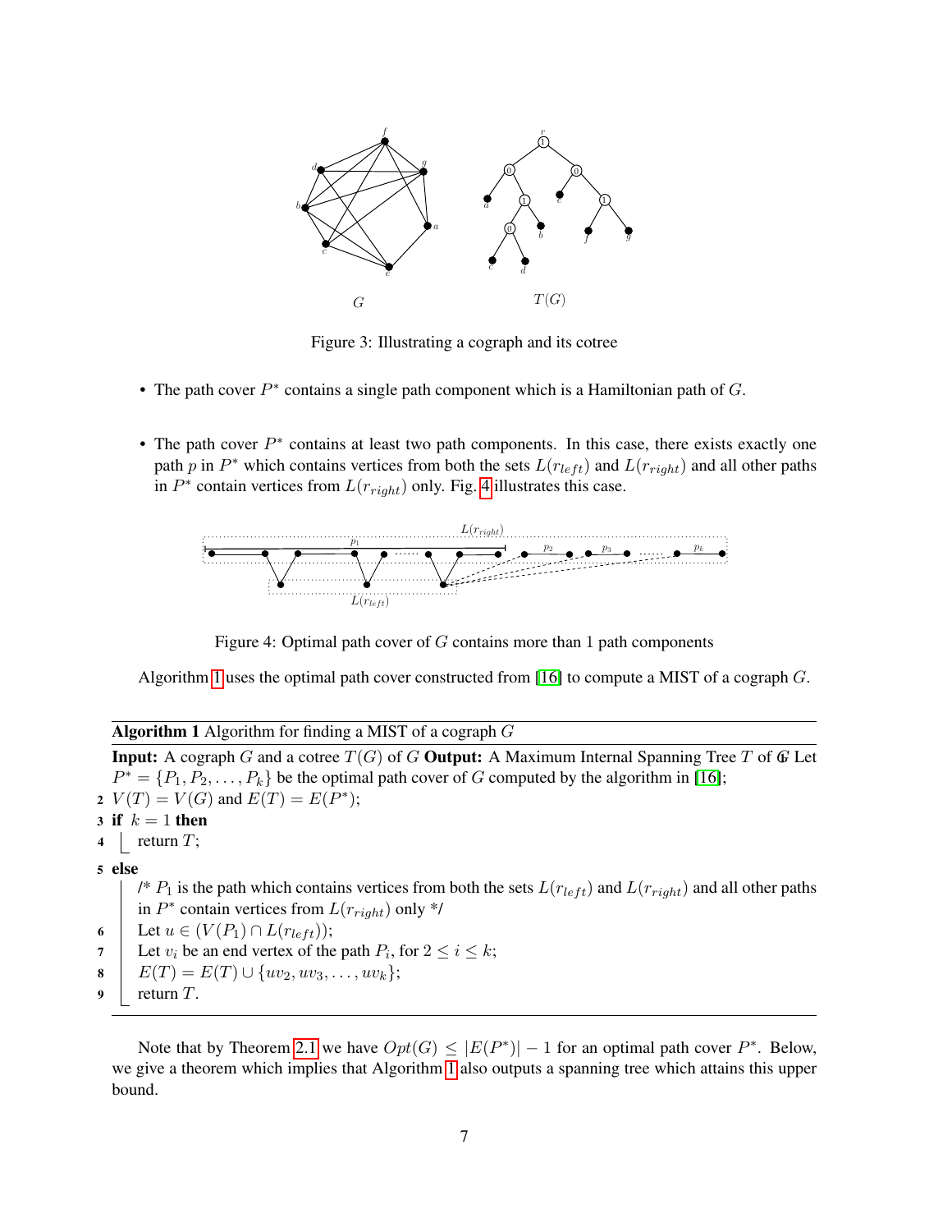Figure 3: Illustrating a cograph and its cotree

- The path cover $P^*$ contains a single path component which is a Hamiltonian path of $G$.
- The path cover $P^*$ contains at least two path components. In this case, there exists exactly one path $p$ in $P^*$ which contains vertices from both the sets $L(r_{left})$ and $L(r_{right})$ and all other paths in $P^*$ contain vertices from $L(r_{right})$ only. Fig. 4 illustrates this case.

Figure 4: Optimal path cover of $G$ contains more than 1 path components

Algorithm 1 uses the optimal path cover constructed from [16] to compute a MIST of a cograph $G$.

---

**Algorithm 1** Algorithm for finding a MIST of a cograph $G$

---

**Input:** A cograph $G$ and a cotree $T(G)$ of $G$ **Output:** A Maximum Internal Spanning Tree $T$ of $G$

1 Let $P^* = \{P_1, P_2, \ldots, P_k\}$ be the optimal path cover of $G$ computed by the algorithm in [16];
2 $V(T) = V(G)$ and $E(T) = E(P^*)$;
3 **if** $k = 1$ **then**
4     return $T$;
5 **else**
    /* $P_1$ is the path which contains vertices from both the sets $L(r_{left})$ and $L(r_{right})$ and all other paths in $P^*$ contain vertices from $L(r_{right})$ only */
6     Let $u \in (V(P_1) \cap L(r_{left}))$;
7     Let $v_i$ be an end vertex of the path $P_i$, for $2 \leq i \leq k$;
8     $E(T) = E(T) \cup \{uv_2, uv_3, \ldots, uv_k\}$;
9     return $T$.

---

Note that by Theorem 2.1 we have $Opt(G) \leq |E(P^*)| - 1$ for an optimal path cover $P^*$. Below, we give a theorem which implies that Algorithm 1 also outputs a spanning tree which attains this upper bound.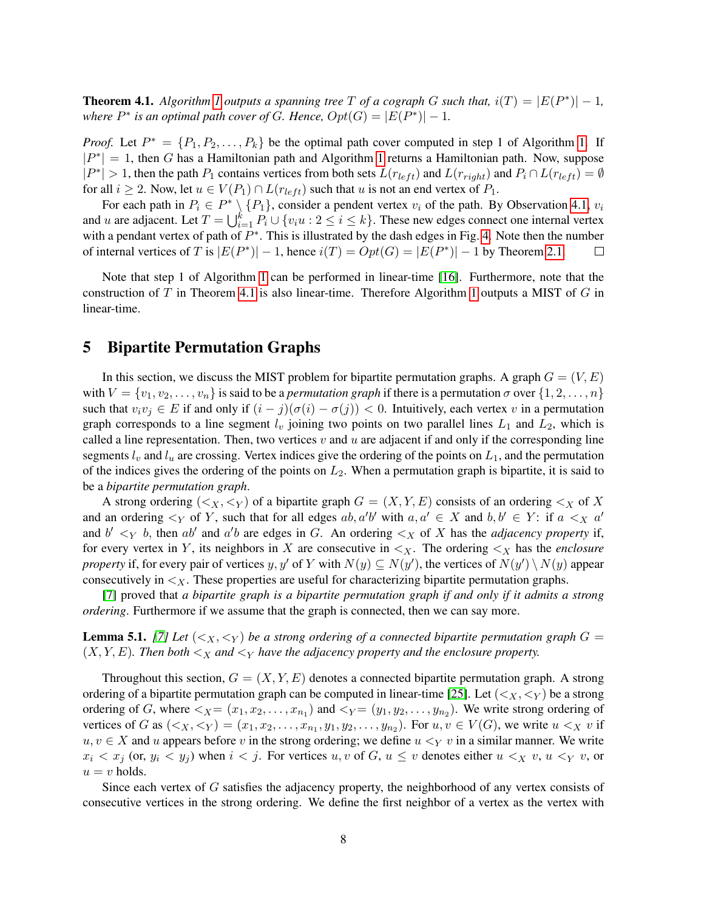**Theorem 4.1.** *Algorithm 1 outputs a spanning tree $T$ of a cograph $G$ such that, $i(T) = |E(P^*)| - 1$, where $P^*$ is an optimal path cover of $G$. Hence, $Opt(G) = |E(P^*)| - 1$.*

*Proof.* Let $P^* = \{P_1, P_2, \ldots, P_k\}$ be the optimal path cover computed in step 1 of Algorithm 1. If $|P^*| = 1$, then $G$ has a Hamiltonian path and Algorithm 1 returns a Hamiltonian path. Now, suppose $|P^*| > 1$, then the path $P_1$ contains vertices from both sets $L(r_{left})$ and $L(r_{right})$ and $P_i \cap L(r_{left}) = \emptyset$ for all $i \geq 2$. Now, let $u \in V(P_1) \cap L(r_{left})$ such that $u$ is not an end vertex of $P_1$.

For each path in $P_i \in P^* \setminus \{P_1\}$, consider a pendent vertex $v_i$ of the path. By Observation 4.1, $v_i$ and $u$ are adjacent. Let $T = \bigcup_{i=1}^{k} P_i \cup \{v_i u : 2 \leq i \leq k\}$. These new edges connect one internal vertex with a pendant vertex of path of $P^*$. This is illustrated by the dash edges in Fig. 4. Note then the number of internal vertices of $T$ is $|E(P^*)| - 1$, hence $i(T) = Opt(G) = |E(P^*)| - 1$ by Theorem 2.1. □

Note that step 1 of Algorithm 1 can be performed in linear-time [16]. Furthermore, note that the construction of $T$ in Theorem 4.1 is also linear-time. Therefore Algorithm 1 outputs a MIST of $G$ in linear-time.

# 5 Bipartite Permutation Graphs

In this section, we discuss the MIST problem for bipartite permutation graphs. A graph $G = (V, E)$ with $V = \{v_1, v_2, \ldots, v_n\}$ is said to be a *permutation graph* if there is a permutation $\sigma$ over $\{1, 2, \ldots, n\}$ such that $v_i v_j \in E$ if and only if $(i - j)(\sigma(i) - \sigma(j)) < 0$. Intuitively, each vertex $v$ in a permutation graph corresponds to a line segment $l_v$ joining two points on two parallel lines $L_1$ and $L_2$, which is called a line representation. Then, two vertices $v$ and $u$ are adjacent if and only if the corresponding line segments $l_v$ and $l_u$ are crossing. Vertex indices give the ordering of the points on $L_1$, and the permutation of the indices gives the ordering of the points on $L_2$. When a permutation graph is bipartite, it is said to be a *bipartite permutation graph*.

A strong ordering $(<_X, <_Y)$ of a bipartite graph $G = (X, Y, E)$ consists of an ordering $<_X$ of $X$ and an ordering $<_Y$ of $Y$, such that for all edges $ab, a'b'$ with $a, a' \in X$ and $b, b' \in Y$: if $a <_X a'$ and $b' <_Y b$, then $ab'$ and $a'b$ are edges in $G$. An ordering $<_X$ of $X$ has the *adjacency property* if, for every vertex in $Y$, its neighbors in $X$ are consecutive in $<_X$. The ordering $<_X$ has the *enclosure property* if, for every pair of vertices $y, y'$ of $Y$ with $N(y) \subseteq N(y')$, the vertices of $N(y') \setminus N(y)$ appear consecutively in $<_X$. These properties are useful for characterizing bipartite permutation graphs.

[7] proved that *a bipartite graph is a bipartite permutation graph if and only if it admits a strong ordering*. Furthermore if we assume that the graph is connected, then we can say more.

**Lemma 5.1.** *[7] Let $(<_X, <_Y)$ be a strong ordering of a connected bipartite permutation graph $G = (X, Y, E)$. Then both $<_X$ and $<_Y$ have the adjacency property and the enclosure property.*

Throughout this section, $G = (X, Y, E)$ denotes a connected bipartite permutation graph. A strong ordering of a bipartite permutation graph can be computed in linear-time [25]. Let $(<_X, <_Y)$ be a strong ordering of $G$, where $<_X = (x_1, x_2, \ldots, x_{n_1})$ and $<_Y = (y_1, y_2, \ldots, y_{n_2})$. We write strong ordering of vertices of $G$ as $(<_X, <_Y) = (x_1, x_2, \ldots, x_{n_1}, y_1, y_2, \ldots, y_{n_2})$. For $u, v \in V(G)$, we write $u <_X v$ if $u, v \in X$ and $u$ appears before $v$ in the strong ordering; we define $u <_Y v$ in a similar manner. We write $x_i < x_j$ (or, $y_i < y_j$) when $i < j$. For vertices $u, v$ of $G$, $u \leq v$ denotes either $u <_X v$, $u <_Y v$, or $u = v$ holds.

Since each vertex of $G$ satisfies the adjacency property, the neighborhood of any vertex consists of consecutive vertices in the strong ordering. We define the first neighbor of a vertex as the vertex with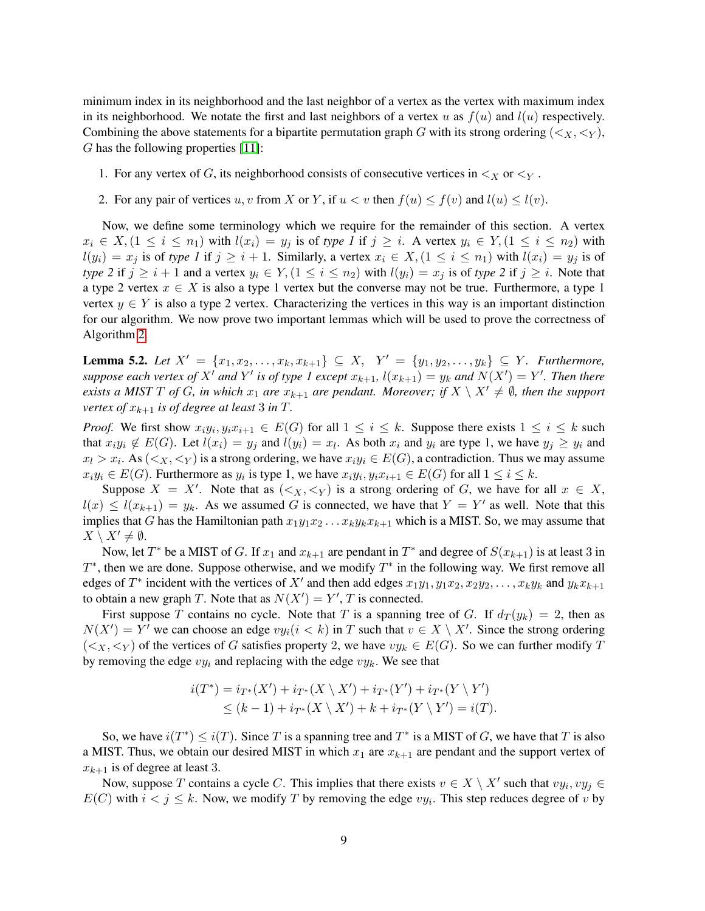minimum index in its neighborhood and the last neighbor of a vertex as the vertex with maximum index in its neighborhood. We notate the first and last neighbors of a vertex $u$ as $f(u)$ and $l(u)$ respectively. Combining the above statements for a bipartite permutation graph $G$ with its strong ordering $(<_X, <_Y)$, $G$ has the following properties [11]:

1. For any vertex of $G$, its neighborhood consists of consecutive vertices in $<_X$ or $<_Y$ .
2. For any pair of vertices $u, v$ from $X$ or $Y$, if $u < v$ then $f(u) \leq f(v)$ and $l(u) \leq l(v)$.

Now, we define some terminology which we require for the remainder of this section. A vertex $x_i \in X, (1 \leq i \leq n_1)$ with $l(x_i) = y_j$ is of *type 1* if $j \geq i$. A vertex $y_i \in Y, (1 \leq i \leq n_2)$ with $l(y_i) = x_j$ is of *type 1* if $j \geq i + 1$. Similarly, a vertex $x_i \in X, (1 \leq i \leq n_1)$ with $l(x_i) = y_j$ is of *type 2* if $j \geq i + 1$ and a vertex $y_i \in Y, (1 \leq i \leq n_2)$ with $l(y_i) = x_j$ is of *type 2* if $j \geq i$. Note that a type 2 vertex $x \in X$ is also a type 1 vertex but the converse may not be true. Furthermore, a type 1 vertex $y \in Y$ is also a type 2 vertex. Characterizing the vertices in this way is an important distinction for our algorithm. We now prove two important lemmas which will be used to prove the correctness of Algorithm 2.

**Lemma 5.2.** *Let $X' = \{x_1, x_2, \ldots, x_k, x_{k+1}\} \subseteq X$, $Y' = \{y_1, y_2, \ldots, y_k\} \subseteq Y$. Furthermore, suppose each vertex of $X'$ and $Y'$ is of type 1 except $x_{k+1}$, $l(x_{k+1}) = y_k$ and $N(X') = Y'$. Then there exists a MIST $T$ of $G$, in which $x_1$ are $x_{k+1}$ are pendant. Moreover, if $X \setminus X' \neq \emptyset$, then the support vertex of $x_{k+1}$ is of degree at least 3 in $T$.*

*Proof.* We first show $x_iy_i, y_ix_{i+1} \in E(G)$ for all $1 \leq i \leq k$. Suppose there exists $1 \leq i \leq k$ such that $x_iy_i \notin E(G)$. Let $l(x_i) = y_j$ and $l(y_i) = x_l$. As both $x_i$ and $y_i$ are type 1, we have $y_j \geq y_i$ and $x_l > x_i$. As $(<_X, <_Y)$ is a strong ordering, we have $x_iy_i \in E(G)$, a contradiction. Thus we may assume $x_iy_i \in E(G)$. Furthermore as $y_i$ is type 1, we have $x_iy_i, y_ix_{i+1} \in E(G)$ for all $1 \leq i \leq k$.

Suppose $X = X'$. Note that as $(<_X, <_Y)$ is a strong ordering of $G$, we have for all $x \in X$, $l(x) \leq l(x_{k+1}) = y_k$. As we assumed $G$ is connected, we have that $Y = Y'$ as well. Note that this implies that $G$ has the Hamiltonian path $x_1y_1x_2 \ldots x_ky_kx_{k+1}$ which is a MIST. So, we may assume that $X \setminus X' \neq \emptyset$.

Now, let $T^*$ be a MIST of $G$. If $x_1$ and $x_{k+1}$ are pendant in $T^*$ and degree of $S(x_{k+1})$ is at least 3 in $T^*$, then we are done. Suppose otherwise, and we modify $T^*$ in the following way. We first remove all edges of $T^*$ incident with the vertices of $X'$ and then add edges $x_1y_1, y_1x_2, x_2y_2, \ldots, x_ky_k$ and $y_kx_{k+1}$ to obtain a new graph $T$. Note that as $N(X') = Y'$, $T$ is connected.

First suppose $T$ contains no cycle. Note that $T$ is a spanning tree of $G$. If $d_T(y_k) = 2$, then as $N(X') = Y'$ we can choose an edge $vy_i(i < k)$ in $T$ such that $v \in X \setminus X'$. Since the strong ordering $(<_X, <_Y)$ of the vertices of $G$ satisfies property 2, we have $vy_k \in E(G)$. So we can further modify $T$ by removing the edge $vy_i$ and replacing with the edge $vy_k$. We see that

$$
\begin{aligned}
i(T^*) &= i_{T^*}(X') + i_{T^*}(X \setminus X') + i_{T^*}(Y') + i_{T^*}(Y \setminus Y') \\
&\leq (k-1) + i_{T^*}(X \setminus X') + k + i_{T^*}(Y \setminus Y') = i(T).
\end{aligned}
$$

So, we have $i(T^*) \leq i(T)$. Since $T$ is a spanning tree and $T^*$ is a MIST of $G$, we have that $T$ is also a MIST. Thus, we obtain our desired MIST in which $x_1$ are $x_{k+1}$ are pendant and the support vertex of $x_{k+1}$ is of degree at least 3.

Now, suppose $T$ contains a cycle $C$. This implies that there exists $v \in X \setminus X'$ such that $vy_i, vy_j \in E(C)$ with $i < j \leq k$. Now, we modify $T$ by removing the edge $vy_i$. This step reduces degree of $v$ by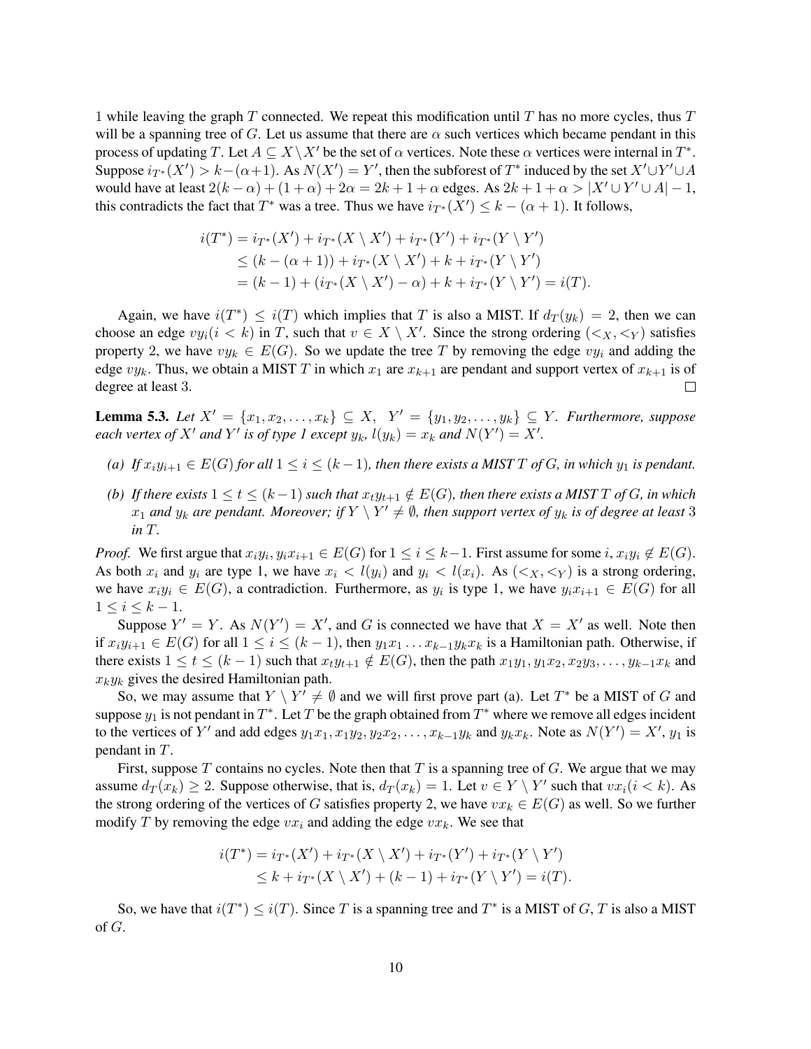1 while leaving the graph $T$ connected. We repeat this modification until $T$ has no more cycles, thus $T$ will be a spanning tree of $G$. Let us assume that there are $\alpha$ such vertices which became pendant in this process of updating $T$. Let $A \subseteq X \setminus X'$ be the set of $\alpha$ vertices. Note these $\alpha$ vertices were internal in $T^*$. Suppose $i_{T^*}(X') > k-(\alpha+1)$. As $N(X') = Y'$, then the subforest of $T^*$ induced by the set $X' \cup Y' \cup A$ would have at least $2(k-\alpha) + (1+\alpha) + 2\alpha = 2k+1+\alpha$ edges. As $2k+1+\alpha > |X' \cup Y' \cup A| - 1$, this contradicts the fact that $T^*$ was a tree. Thus we have $i_{T^*}(X') \leq k - (\alpha+1)$. It follows,

$$
\begin{aligned}
i(T^*) &= i_{T^*}(X') + i_{T^*}(X \setminus X') + i_{T^*}(Y') + i_{T^*}(Y \setminus Y') \\
&\leq (k - (\alpha + 1)) + i_{T^*}(X \setminus X') + k + i_{T^*}(Y \setminus Y') \\
&= (k-1) + (i_{T^*}(X \setminus X') - \alpha) + k + i_{T^*}(Y \setminus Y') = i(T).
\end{aligned}
$$

Again, we have $i(T^*) \leq i(T)$ which implies that $T$ is also a MIST. If $d_T(y_k) = 2$, then we can choose an edge $vy_i (i < k)$ in $T$, such that $v \in X \setminus X'$. Since the strong ordering $(<_X, <_Y)$ satisfies property 2, we have $vy_k \in E(G)$. So we update the tree $T$ by removing the edge $vy_i$ and adding the edge $vy_k$. Thus, we obtain a MIST $T$ in which $x_1$ are $x_{k+1}$ are pendant and support vertex of $x_{k+1}$ is of degree at least 3. ∎

**Lemma 5.3.** *Let $X' = \{x_1, x_2, \ldots, x_k\} \subseteq X$, $Y' = \{y_1, y_2, \ldots, y_k\} \subseteq Y$. Furthermore, suppose each vertex of $X'$ and $Y'$ is of type 1 except $y_k$, $l(y_k) = x_k$ and $N(Y') = X'$.*

- *(a) If $x_i y_{i+1} \in E(G)$ for all $1 \leq i \leq (k-1)$, then there exists a MIST $T$ of $G$, in which $y_1$ is pendant.*
- *(b) If there exists $1 \leq t \leq (k-1)$ such that $x_t y_{t+1} \notin E(G)$, then there exists a MIST $T$ of $G$, in which $x_1$ and $y_k$ are pendant. Moreover; if $Y \setminus Y' \neq \emptyset$, then support vertex of $y_k$ is of degree at least 3 in $T$.*

*Proof.* We first argue that $x_i y_i, y_i x_{i+1} \in E(G)$ for $1 \leq i \leq k-1$. First assume for some $i$, $x_i y_i \notin E(G)$. As both $x_i$ and $y_i$ are type 1, we have $x_i < l(y_i)$ and $y_i < l(x_i)$. As $(<_X, <_Y)$ is a strong ordering, we have $x_i y_i \in E(G)$, a contradiction. Furthermore, as $y_i$ is type 1, we have $y_i x_{i+1} \in E(G)$ for all $1 \leq i \leq k-1$.

Suppose $Y' = Y$. As $N(Y') = X'$, and $G$ is connected we have that $X = X'$ as well. Note then if $x_i y_{i+1} \in E(G)$ for all $1 \leq i \leq (k-1)$, then $y_1 x_1 \ldots x_{k-1} y_k x_k$ is a Hamiltonian path. Otherwise, if there exists $1 \leq t \leq (k-1)$ such that $x_t y_{t+1} \notin E(G)$, then the path $x_1 y_1, y_1 x_2, x_2 y_3, \ldots, y_{k-1} x_k$ and $x_k y_k$ gives the desired Hamiltonian path.

So, we may assume that $Y \setminus Y' \neq \emptyset$ and we will first prove part (a). Let $T^*$ be a MIST of $G$ and suppose $y_1$ is not pendant in $T^*$. Let $T$ be the graph obtained from $T^*$ where we remove all edges incident to the vertices of $Y'$ and add edges $y_1 x_1, x_1 y_2, y_2 x_2, \ldots, x_{k-1} y_k$ and $y_k x_k$. Note as $N(Y') = X'$, $y_1$ is pendant in $T$.

First, suppose $T$ contains no cycles. Note then that $T$ is a spanning tree of $G$. We argue that we may assume $d_T(x_k) \geq 2$. Suppose otherwise, that is, $d_T(x_k) = 1$. Let $v \in Y \setminus Y'$ such that $vx_i (i < k)$. As the strong ordering of the vertices of $G$ satisfies property 2, we have $vx_k \in E(G)$ as well. So we further modify $T$ by removing the edge $vx_i$ and adding the edge $vx_k$. We see that

$$
\begin{aligned}
i(T^*) &= i_{T^*}(X') + i_{T^*}(X \setminus X') + i_{T^*}(Y') + i_{T^*}(Y \setminus Y') \\
&\leq k + i_{T^*}(X \setminus X') + (k-1) + i_{T^*}(Y \setminus Y') = i(T).
\end{aligned}
$$

So, we have that $i(T^*) \leq i(T)$. Since $T$ is a spanning tree and $T^*$ is a MIST of $G$, $T$ is also a MIST of $G$.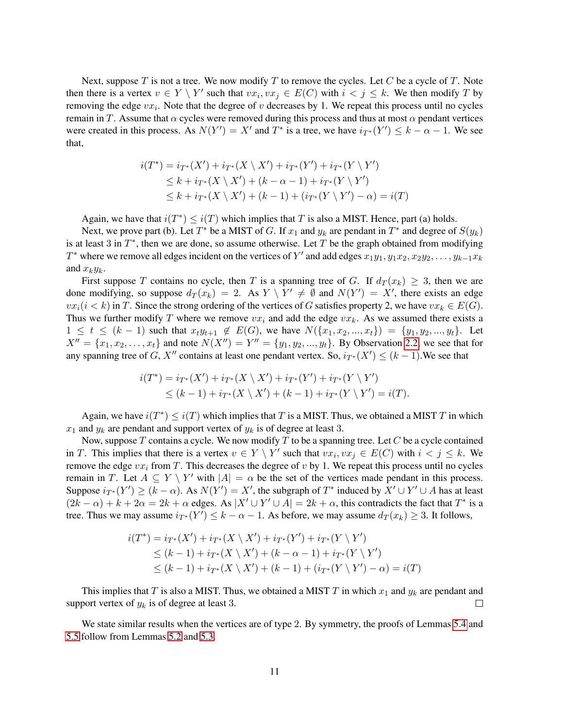Next, suppose $T$ is not a tree. We now modify $T$ to remove the cycles. Let $C$ be a cycle of $T$. Note then there is a vertex $v \in Y \setminus Y'$ such that $vx_i, vx_j \in E(C)$ with $i < j \leq k$. We then modify $T$ by removing the edge $vx_i$. Note that the degree of $v$ decreases by 1. We repeat this process until no cycles remain in $T$. Assume that $\alpha$ cycles were removed during this process and thus at most $\alpha$ pendant vertices were created in this process. As $N(Y') = X'$ and $T^*$ is a tree, we have $i_{T^*}(Y') \leq k - \alpha - 1$. We see that,

$$
\begin{aligned}
i(T^*) &= i_{T^*}(X') + i_{T^*}(X \setminus X') + i_{T^*}(Y') + i_{T^*}(Y \setminus Y') \\
&\leq k + i_{T^*}(X \setminus X') + (k - \alpha - 1) + i_{T^*}(Y \setminus Y') \\
&\leq k + i_{T^*}(X \setminus X') + (k - 1) + (i_{T^*}(Y \setminus Y') - \alpha) = i(T)
\end{aligned}
$$

Again, we have that $i(T^*) \leq i(T)$ which implies that $T$ is also a MIST. Hence, part (a) holds.

Next, we prove part (b). Let $T^*$ be a MIST of $G$. If $x_1$ and $y_k$ are pendant in $T^*$ and degree of $S(y_k)$ is at least 3 in $T^*$, then we are done, so assume otherwise. Let $T$ be the graph obtained from modifying $T^*$ where we remove all edges incident on the vertices of $Y'$ and add edges $x_1y_1, y_1x_2, x_2y_2, \ldots, y_{k-1}x_k$ and $x_ky_k$.

First suppose $T$ contains no cycle, then $T$ is a spanning tree of $G$. If $d_T(x_k) \geq 3$, then we are done modifying, so suppose $d_T(x_k) = 2$. As $Y \setminus Y' \neq \emptyset$ and $N(Y') = X'$, there exists an edge $vx_i (i < k)$ in $T$. Since the strong ordering of the vertices of $G$ satisfies property 2, we have $vx_k \in E(G)$. Thus we further modify $T$ where we remove $vx_i$ and add the edge $vx_k$. As we assumed there exists a $1 \leq t \leq (k-1)$ such that $x_ty_{t+1} \notin E(G)$, we have $N(\{x_1, x_2, ..., x_t\}) = \{y_1, y_2, ..., y_t\}$. Let $X'' = \{x_1, x_2, \ldots, x_t\}$ and note $N(X'') = Y'' = \{y_1, y_2, ..., y_t\}$. By Observation 2.2, we see that for any spanning tree of $G$, $X''$ contains at least one pendant vertex. So, $i_{T^*}(X') \leq (k-1)$.We see that

$$
\begin{aligned}
i(T^*) &= i_{T^*}(X') + i_{T^*}(X \setminus X') + i_{T^*}(Y') + i_{T^*}(Y \setminus Y') \\
&\leq (k-1) + i_{T^*}(X \setminus X') + (k-1) + i_{T^*}(Y \setminus Y') = i(T).
\end{aligned}
$$

Again, we have $i(T^*) \leq i(T)$ which implies that $T$ is a MIST. Thus, we obtained a MIST $T$ in which $x_1$ and $y_k$ are pendant and support vertex of $y_k$ is of degree at least 3.

Now, suppose $T$ contains a cycle. We now modify $T$ to be a spanning tree. Let $C$ be a cycle contained in $T$. This implies that there is a vertex $v \in Y \setminus Y'$ such that $vx_i, vx_j \in E(C)$ with $i < j \leq k$. We remove the edge $vx_i$ from $T$. This decreases the degree of $v$ by 1. We repeat this process until no cycles remain in $T$. Let $A \subseteq Y \setminus Y'$ with $|A| = \alpha$ be the set of the vertices made pendant in this process. Suppose $i_{T^*}(Y') \geq (k - \alpha)$. As $N(Y') = X'$, the subgraph of $T^*$ induced by $X' \cup Y' \cup A$ has at least $(2k - \alpha) + k + 2\alpha = 2k + \alpha$ edges. As $|X' \cup Y' \cup A| = 2k + \alpha$, this contradicts the fact that $T^*$ is a tree. Thus we may assume $i_{T^*}(Y') \leq k - \alpha - 1$. As before, we may assume $d_T(x_k) \geq 3$. It follows,

$$
\begin{aligned}
i(T^*) &= i_{T^*}(X') + i_{T^*}(X \setminus X') + i_{T^*}(Y') + i_{T^*}(Y \setminus Y') \\
&\leq (k-1) + i_{T^*}(X \setminus X') + (k - \alpha - 1) + i_{T^*}(Y \setminus Y') \\
&\leq (k-1) + i_{T^*}(X \setminus X') + (k-1) + (i_{T^*}(Y \setminus Y') - \alpha) = i(T)
\end{aligned}
$$

This implies that $T$ is also a MIST. Thus, we obtained a MIST $T$ in which $x_1$ and $y_k$ are pendant and support vertex of $y_k$ is of degree at least 3. □

We state similar results when the vertices are of type 2. By symmetry, the proofs of Lemmas 5.4 and 5.5 follow from Lemmas 5.2 and 5.3.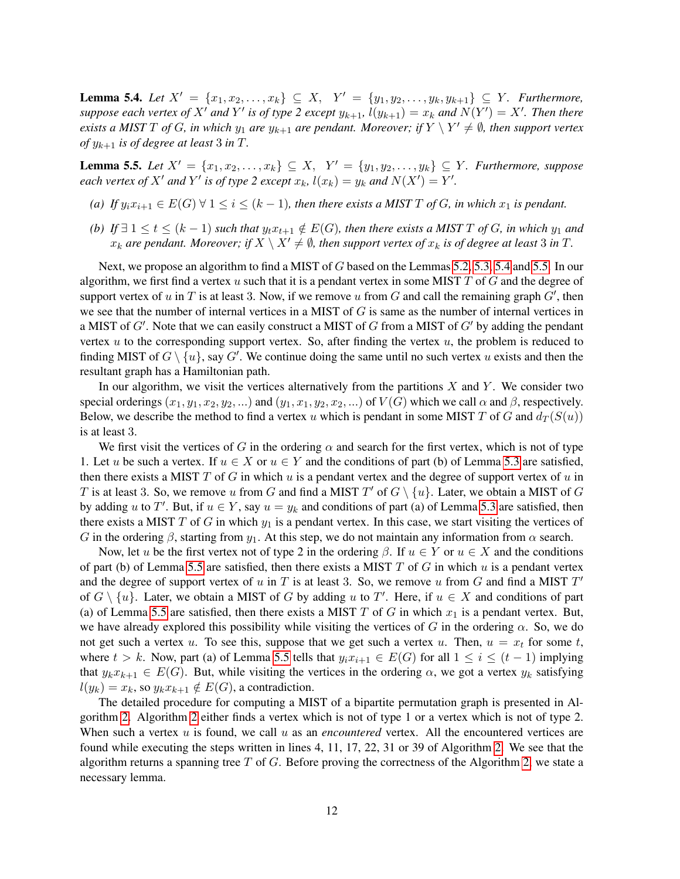**Lemma 5.4.** *Let $X' = \{x_1, x_2, \ldots, x_k\} \subseteq X$, $Y' = \{y_1, y_2, \ldots, y_k, y_{k+1}\} \subseteq Y$. Furthermore, suppose each vertex of $X'$ and $Y'$ is of type 2 except $y_{k+1}$, $l(y_{k+1}) = x_k$ and $N(Y') = X'$. Then there exists a MIST $T$ of $G$, in which $y_1$ are $y_{k+1}$ are pendant. Moreover; if $Y \setminus Y' \neq \emptyset$, then support vertex of $y_{k+1}$ is of degree at least 3 in $T$.*

**Lemma 5.5.** *Let $X' = \{x_1, x_2, \ldots, x_k\} \subseteq X$, $Y' = \{y_1, y_2, \ldots, y_k\} \subseteq Y$. Furthermore, suppose each vertex of $X'$ and $Y'$ is of type 2 except $x_k$, $l(x_k) = y_k$ and $N(X') = Y'$.*

*(a) If $y_i x_{i+1} \in E(G)\ \forall\ 1 \leq i \leq (k-1)$, then there exists a MIST $T$ of $G$, in which $x_1$ is pendant.*

*(b) If $\exists\ 1 \leq t \leq (k-1)$ such that $y_t x_{t+1} \notin E(G)$, then there exists a MIST $T$ of $G$, in which $y_1$ and $x_k$ are pendant. Moreover; if $X \setminus X' \neq \emptyset$, then support vertex of $x_k$ is of degree at least 3 in $T$.*

Next, we propose an algorithm to find a MIST of $G$ based on the Lemmas 5.2, 5.3, 5.4 and 5.5. In our algorithm, we first find a vertex $u$ such that it is a pendant vertex in some MIST $T$ of $G$ and the degree of support vertex of $u$ in $T$ is at least 3. Now, if we remove $u$ from $G$ and call the remaining graph $G'$, then we see that the number of internal vertices in a MIST of $G$ is same as the number of internal vertices in a MIST of $G'$. Note that we can easily construct a MIST of $G$ from a MIST of $G'$ by adding the pendant vertex $u$ to the corresponding support vertex. So, after finding the vertex $u$, the problem is reduced to finding MIST of $G \setminus \{u\}$, say $G'$. We continue doing the same until no such vertex $u$ exists and then the resultant graph has a Hamiltonian path.

In our algorithm, we visit the vertices alternatively from the partitions $X$ and $Y$. We consider two special orderings $(x_1, y_1, x_2, y_2, \ldots)$ and $(y_1, x_1, y_2, x_2, \ldots)$ of $V(G)$ which we call $\alpha$ and $\beta$, respectively. Below, we describe the method to find a vertex $u$ which is pendant in some MIST $T$ of $G$ and $d_T(S(u))$ is at least 3.

We first visit the vertices of $G$ in the ordering $\alpha$ and search for the first vertex, which is not of type 1. Let $u$ be such a vertex. If $u \in X$ or $u \in Y$ and the conditions of part (b) of Lemma 5.3 are satisfied, then there exists a MIST $T$ of $G$ in which $u$ is a pendant vertex and the degree of support vertex of $u$ in $T$ is at least 3. So, we remove $u$ from $G$ and find a MIST $T'$ of $G \setminus \{u\}$. Later, we obtain a MIST of $G$ by adding $u$ to $T'$. But, if $u \in Y$, say $u = y_k$ and conditions of part (a) of Lemma 5.3 are satisfied, then there exists a MIST $T$ of $G$ in which $y_1$ is a pendant vertex. In this case, we start visiting the vertices of $G$ in the ordering $\beta$, starting from $y_1$. At this step, we do not maintain any information from $\alpha$ search.

Now, let $u$ be the first vertex not of type 2 in the ordering $\beta$. If $u \in Y$ or $u \in X$ and the conditions of part (b) of Lemma 5.5 are satisfied, then there exists a MIST $T$ of $G$ in which $u$ is a pendant vertex and the degree of support vertex of $u$ in $T$ is at least 3. So, we remove $u$ from $G$ and find a MIST $T'$ of $G \setminus \{u\}$. Later, we obtain a MIST of $G$ by adding $u$ to $T'$. Here, if $u \in X$ and conditions of part (a) of Lemma 5.5 are satisfied, then there exists a MIST $T$ of $G$ in which $x_1$ is a pendant vertex. But, we have already explored this possibility while visiting the vertices of $G$ in the ordering $\alpha$. So, we do not get such a vertex $u$. To see this, suppose that we get such a vertex $u$. Then, $u = x_t$ for some $t$, where $t > k$. Now, part (a) of Lemma 5.5 tells that $y_i x_{i+1} \in E(G)$ for all $1 \leq i \leq (t-1)$ implying that $y_k x_{k+1} \in E(G)$. But, while visiting the vertices in the ordering $\alpha$, we got a vertex $y_k$ satisfying $l(y_k) = x_k$, so $y_k x_{k+1} \notin E(G)$, a contradiction.

The detailed procedure for computing a MIST of a bipartite permutation graph is presented in Algorithm 2. Algorithm 2 either finds a vertex which is not of type 1 or a vertex which is not of type 2. When such a vertex $u$ is found, we call $u$ as an *encountered* vertex. All the encountered vertices are found while executing the steps written in lines 4, 11, 17, 22, 31 or 39 of Algorithm 2. We see that the algorithm returns a spanning tree $T$ of $G$. Before proving the correctness of the Algorithm 2, we state a necessary lemma.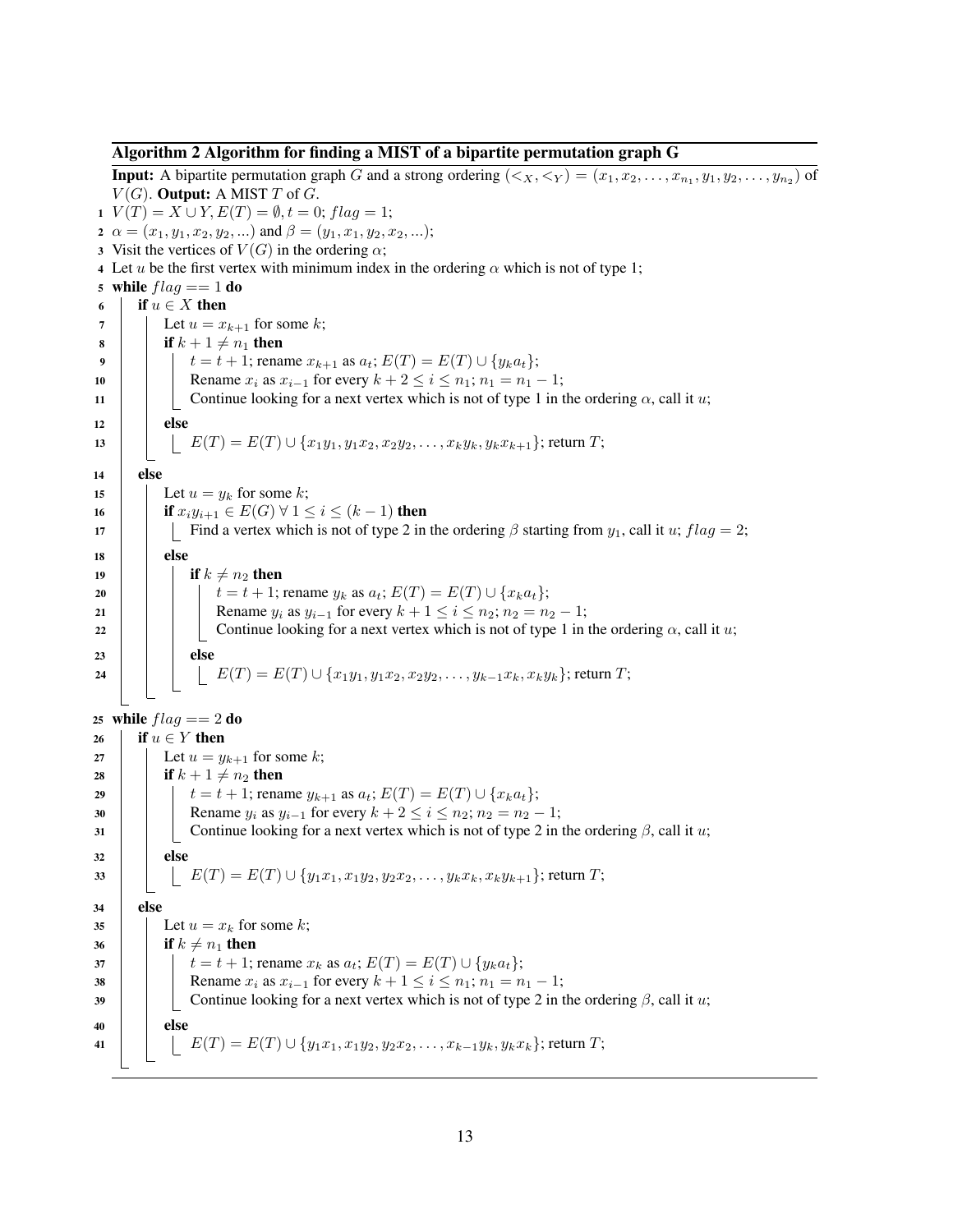**Algorithm 2 Algorithm for finding a MIST of a bipartite permutation graph G**

**Input:** A bipartite permutation graph $G$ and a strong ordering $(<_X, <_Y) = (x_1, x_2, \ldots, x_{n_1}, y_1, y_2, \ldots, y_{n_2})$ of $V(G)$. **Output:** A MIST $T$ of $G$.

```
1  V(T) = X ∪ Y, E(T) = ∅, t = 0; flag = 1;
2  α = (x_1, y_1, x_2, y_2, ...) and β = (y_1, x_1, y_2, x_2, ...);
3  Visit the vertices of V(G) in the ordering α;
4  Let u be the first vertex with minimum index in the ordering α which is not of type 1;
5  while flag == 1 do
6      if u ∈ X then
7          Let u = x_{k+1} for some k;
8          if k + 1 ≠ n_1 then
9              t = t + 1; rename x_{k+1} as a_t; E(T) = E(T) ∪ {y_k a_t};
10             Rename x_i as x_{i-1} for every k + 2 ≤ i ≤ n_1; n_1 = n_1 − 1;
11             Continue looking for a next vertex which is not of type 1 in the ordering α, call it u;
12         else
13             E(T) = E(T) ∪ {x_1 y_1, y_1 x_2, x_2 y_2, ..., x_k y_k, y_k x_{k+1}}; return T;
14     else
15         Let u = y_k for some k;
16         if x_i y_{i+1} ∈ E(G) ∀ 1 ≤ i ≤ (k − 1) then
17             Find a vertex which is not of type 2 in the ordering β starting from y_1, call it u; flag = 2;
18         else
19             if k ≠ n_2 then
20                 t = t + 1; rename y_k as a_t; E(T) = E(T) ∪ {x_k a_t};
21                 Rename y_i as y_{i-1} for every k + 1 ≤ i ≤ n_2; n_2 = n_2 − 1;
22                 Continue looking for a next vertex which is not of type 1 in the ordering α, call it u;
23             else
24                 E(T) = E(T) ∪ {x_1 y_1, y_1 x_2, x_2 y_2, ..., y_{k-1} x_k, x_k y_k}; return T;
25 while flag == 2 do
26     if u ∈ Y then
27         Let u = y_{k+1} for some k;
28         if k + 1 ≠ n_2 then
29             t = t + 1; rename y_{k+1} as a_t; E(T) = E(T) ∪ {x_k a_t};
30             Rename y_i as y_{i-1} for every k + 2 ≤ i ≤ n_2; n_2 = n_2 − 1;
31             Continue looking for a next vertex which is not of type 2 in the ordering β, call it u;
32         else
33             E(T) = E(T) ∪ {y_1 x_1, x_1 y_2, y_2 x_2, ..., y_k x_k, x_k y_{k+1}}; return T;
34     else
35         Let u = x_k for some k;
36         if k ≠ n_1 then
37             t = t + 1; rename x_k as a_t; E(T) = E(T) ∪ {y_k a_t};
38             Rename x_i as x_{i-1} for every k + 1 ≤ i ≤ n_1; n_1 = n_1 − 1;
39             Continue looking for a next vertex which is not of type 2 in the ordering β, call it u;
40         else
41             E(T) = E(T) ∪ {y_1 x_1, x_1 y_2, y_2 x_2, ..., x_{k-1} y_k, y_k x_k}; return T;
```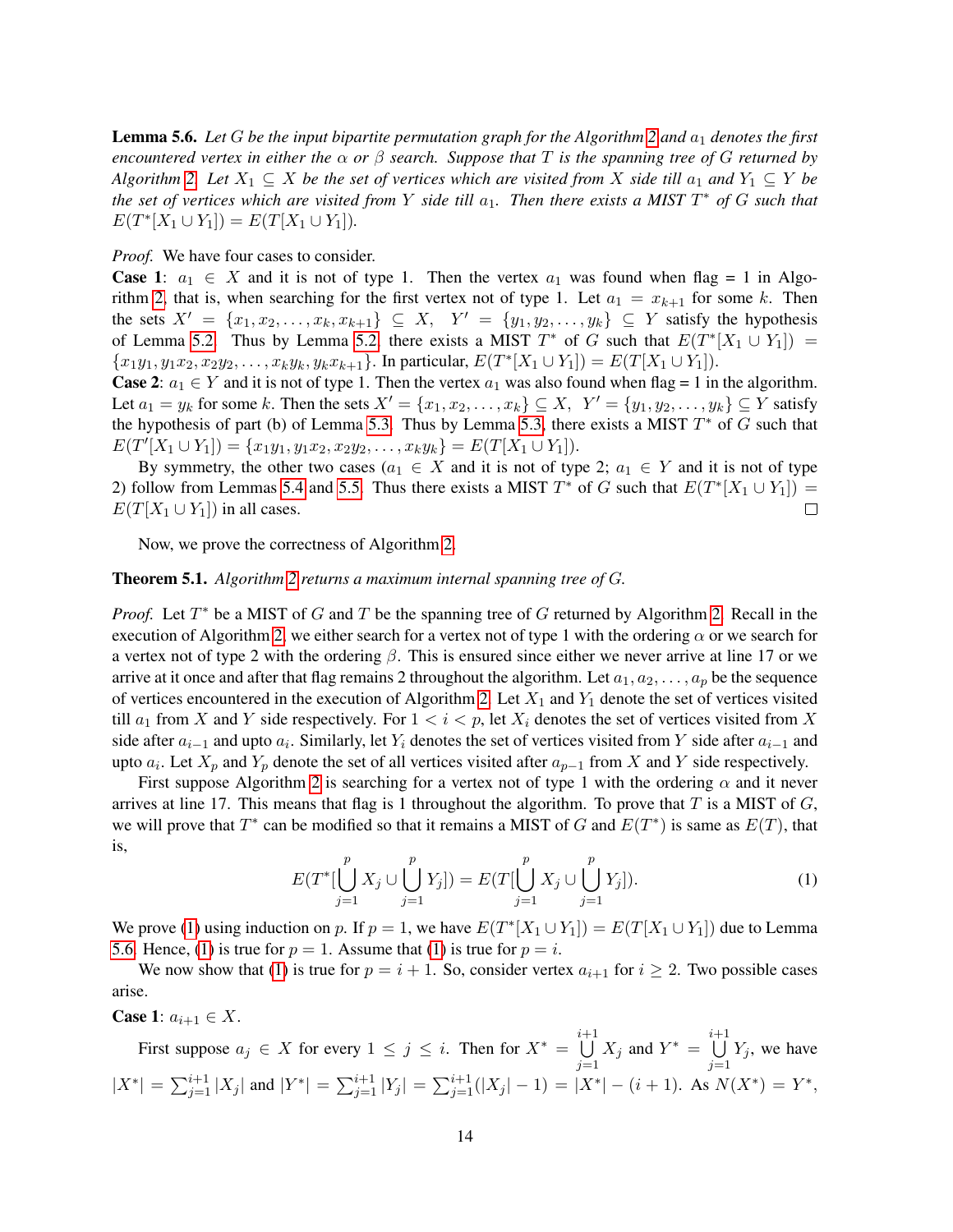**Lemma 5.6.** *Let $G$ be the input bipartite permutation graph for the Algorithm 2 and $a_1$ denotes the first encountered vertex in either the $\alpha$ or $\beta$ search. Suppose that $T$ is the spanning tree of $G$ returned by Algorithm 2. Let $X_1 \subseteq X$ be the set of vertices which are visited from $X$ side till $a_1$ and $Y_1 \subseteq Y$ be the set of vertices which are visited from $Y$ side till $a_1$. Then there exists a MIST $T^*$ of $G$ such that $E(T^*[X_1 \cup Y_1]) = E(T[X_1 \cup Y_1])$.*

*Proof.* We have four cases to consider.

**Case 1**: $a_1 \in X$ and it is not of type 1. Then the vertex $a_1$ was found when flag = 1 in Algorithm 2, that is, when searching for the first vertex not of type 1. Let $a_1 = x_{k+1}$ for some $k$. Then the sets $X' = \{x_1, x_2, \ldots, x_k, x_{k+1}\} \subseteq X$, $Y' = \{y_1, y_2, \ldots, y_k\} \subseteq Y$ satisfy the hypothesis of Lemma 5.2. Thus by Lemma 5.2, there exists a MIST $T^*$ of $G$ such that $E(T^*[X_1 \cup Y_1]) = \{x_1y_1, y_1x_2, x_2y_2, \ldots, x_ky_k, y_kx_{k+1}\}$. In particular, $E(T^*[X_1 \cup Y_1]) = E(T[X_1 \cup Y_1])$.

**Case 2**: $a_1 \in Y$ and it is not of type 1. Then the vertex $a_1$ was also found when flag = 1 in the algorithm. Let $a_1 = y_k$ for some $k$. Then the sets $X' = \{x_1, x_2, \ldots, x_k\} \subseteq X$, $Y' = \{y_1, y_2, \ldots, y_k\} \subseteq Y$ satisfy the hypothesis of part (b) of Lemma 5.3. Thus by Lemma 5.3, there exists a MIST $T^*$ of $G$ such that $E(T'[X_1 \cup Y_1]) = \{x_1y_1, y_1x_2, x_2y_2, \ldots, x_ky_k\} = E(T[X_1 \cup Y_1])$.

By symmetry, the other two cases ($a_1 \in X$ and it is not of type 2; $a_1 \in Y$ and it is not of type 2) follow from Lemmas 5.4 and 5.5. Thus there exists a MIST $T^*$ of $G$ such that $E(T^*[X_1 \cup Y_1]) = E(T[X_1 \cup Y_1])$ in all cases. □

Now, we prove the correctness of Algorithm 2.

**Theorem 5.1.** *Algorithm 2 returns a maximum internal spanning tree of $G$.*

*Proof.* Let $T^*$ be a MIST of $G$ and $T$ be the spanning tree of $G$ returned by Algorithm 2. Recall in the execution of Algorithm 2, we either search for a vertex not of type 1 with the ordering $\alpha$ or we search for a vertex not of type 2 with the ordering $\beta$. This is ensured since either we never arrive at line 17 or we arrive at it once and after that flag remains 2 throughout the algorithm. Let $a_1, a_2, \ldots, a_p$ be the sequence of vertices encountered in the execution of Algorithm 2. Let $X_1$ and $Y_1$ denote the set of vertices visited till $a_1$ from $X$ and $Y$ side respectively. For $1 < i < p$, let $X_i$ denotes the set of vertices visited from $X$ side after $a_{i-1}$ and upto $a_i$. Similarly, let $Y_i$ denotes the set of vertices visited from $Y$ side after $a_{i-1}$ and upto $a_i$. Let $X_p$ and $Y_p$ denote the set of all vertices visited after $a_{p-1}$ from $X$ and $Y$ side respectively.

First suppose Algorithm 2 is searching for a vertex not of type 1 with the ordering $\alpha$ and it never arrives at line 17. This means that flag is 1 throughout the algorithm. To prove that $T$ is a MIST of $G$, we will prove that $T^*$ can be modified so that it remains a MIST of $G$ and $E(T^*)$ is same as $E(T)$, that is,

$$E(T^*[\bigcup_{j=1}^{p} X_j \cup \bigcup_{j=1}^{p} Y_j]) = E(T[\bigcup_{j=1}^{p} X_j \cup \bigcup_{j=1}^{p} Y_j]). \tag{1}$$

We prove (1) using induction on $p$. If $p = 1$, we have $E(T^*[X_1 \cup Y_1]) = E(T[X_1 \cup Y_1])$ due to Lemma 5.6. Hence, (1) is true for $p = 1$. Assume that (1) is true for $p = i$.

We now show that (1) is true for $p = i + 1$. So, consider vertex $a_{i+1}$ for $i \geq 2$. Two possible cases arise.

**Case 1**: $a_{i+1} \in X$.

First suppose $a_j \in X$ for every $1 \leq j \leq i$. Then for $X^* = \bigcup_{j=1}^{i+1} X_j$ and $Y^* = \bigcup_{j=1}^{i+1} Y_j$, we have $|X^*| = \sum_{j=1}^{i+1} |X_j|$ and $|Y^*| = \sum_{j=1}^{i+1} |Y_j| = \sum_{j=1}^{i+1}(|X_j| - 1) = |X^*| - (i + 1)$. As $N(X^*) = Y^*$,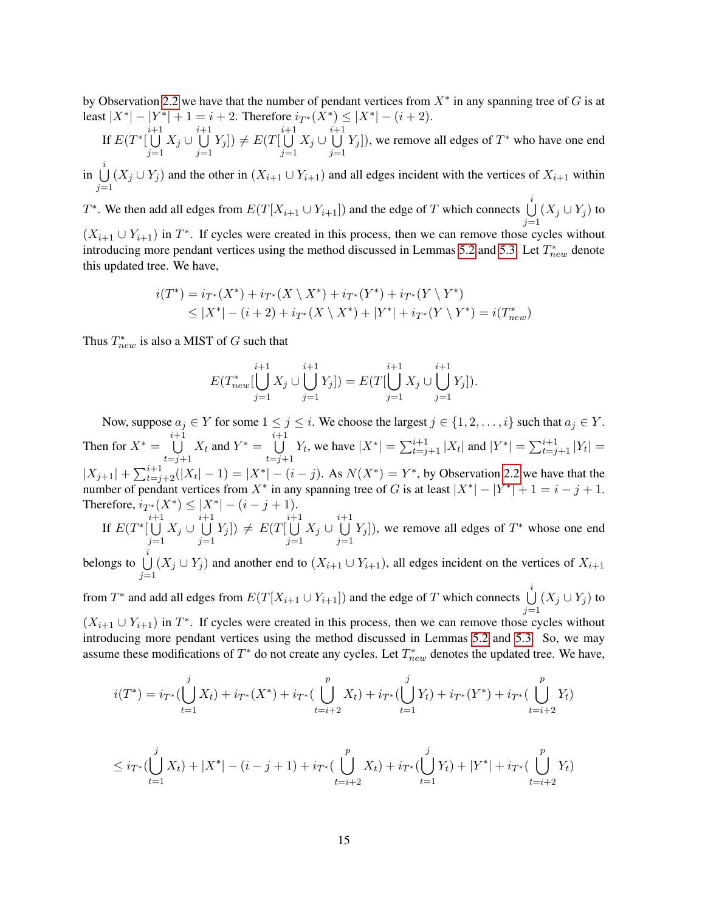by Observation 2.2 we have that the number of pendant vertices from $X^*$ in any spanning tree of $G$ is at least $|X^*| - |Y^*| + 1 = i + 2$. Therefore $i_{T^*}(X^*) \leq |X^*| - (i + 2)$.

If $E(T^*[\bigcup_{j=1}^{i+1} X_j \cup \bigcup_{j=1}^{i+1} Y_j]) \neq E(T[\bigcup_{j=1}^{i+1} X_j \cup \bigcup_{j=1}^{i+1} Y_j])$, we remove all edges of $T^*$ who have one end in $\bigcup_{j=1}^{i} (X_j \cup Y_j)$ and the other in $(X_{i+1} \cup Y_{i+1})$ and all edges incident with the vertices of $X_{i+1}$ within $T^*$. We then add all edges from $E(T[X_{i+1} \cup Y_{i+1}])$ and the edge of $T$ which connects $\bigcup_{j=1}^{i} (X_j \cup Y_j)$ to $(X_{i+1} \cup Y_{i+1})$ in $T^*$. If cycles were created in this process, then we can remove those cycles without introducing more pendant vertices using the method discussed in Lemmas 5.2 and 5.3. Let $T^*_{new}$ denote this updated tree. We have,

$$
\begin{aligned}
i(T^*) &= i_{T^*}(X^*) + i_{T^*}(X \setminus X^*) + i_{T^*}(Y^*) + i_{T^*}(Y \setminus Y^*) \\
&\leq |X^*| - (i + 2) + i_{T^*}(X \setminus X^*) + |Y^*| + i_{T^*}(Y \setminus Y^*) = i(T^*_{new})
\end{aligned}
$$

Thus $T^*_{new}$ is also a MIST of $G$ such that

$$
E(T^*_{new}[\bigcup_{j=1}^{i+1} X_j \cup \bigcup_{j=1}^{i+1} Y_j]) = E(T[\bigcup_{j=1}^{i+1} X_j \cup \bigcup_{j=1}^{i+1} Y_j]).
$$

Now, suppose $a_j \in Y$ for some $1 \leq j \leq i$. We choose the largest $j \in \{1, 2, \ldots, i\}$ such that $a_j \in Y$. Then for $X^* = \bigcup_{t=j+1}^{i+1} X_t$ and $Y^* = \bigcup_{t=j+1}^{i+1} Y_t$, we have $|X^*| = \sum_{t=j+1}^{i+1} |X_t|$ and $|Y^*| = \sum_{t=j+1}^{i+1} |Y_t| = |X_{j+1}| + \sum_{t=j+2}^{i+1}(|X_t| - 1) = |X^*| - (i - j)$. As $N(X^*) = Y^*$, by Observation 2.2 we have that the number of pendant vertices from $X^*$ in any spanning tree of $G$ is at least $|X^*| - |Y^*| + 1 = i - j + 1$. Therefore, $i_{T^*}(X^*) \leq |X^*| - (i - j + 1)$.

If $E(T^*[\bigcup_{j=1}^{i+1} X_j \cup \bigcup_{j=1}^{i+1} Y_j]) \neq E(T[\bigcup_{j=1}^{i+1} X_j \cup \bigcup_{j=1}^{i+1} Y_j])$, we remove all edges of $T^*$ whose one end belongs to $\bigcup_{j=1}^{i} (X_j \cup Y_j)$ and another end to $(X_{i+1} \cup Y_{i+1})$, all edges incident on the vertices of $X_{i+1}$ from $T^*$ and add all edges from $E(T[X_{i+1} \cup Y_{i+1}])$ and the edge of $T$ which connects $\bigcup_{j=1}^{i} (X_j \cup Y_j)$ to $(X_{i+1} \cup Y_{i+1})$ in $T^*$. If cycles were created in this process, then we can remove those cycles without introducing more pendant vertices using the method discussed in Lemmas 5.2 and 5.3. So, we may assume these modifications of $T^*$ do not create any cycles. Let $T^*_{new}$ denotes the updated tree. We have,

$$
i(T^*) = i_{T^*}(\bigcup_{t=1}^{j} X_t) + i_{T^*}(X^*) + i_{T^*}(\bigcup_{t=i+2}^{p} X_t) + i_{T^*}(\bigcup_{t=1}^{j} Y_t) + i_{T^*}(Y^*) + i_{T^*}(\bigcup_{t=i+2}^{p} Y_t)
$$

$$
\leq i_{T^*}(\bigcup_{t=1}^{j} X_t) + |X^*| - (i - j + 1) + i_{T^*}(\bigcup_{t=i+2}^{p} X_t) + i_{T^*}(\bigcup_{t=1}^{j} Y_t) + |Y^*| + i_{T^*}(\bigcup_{t=i+2}^{p} Y_t)
$$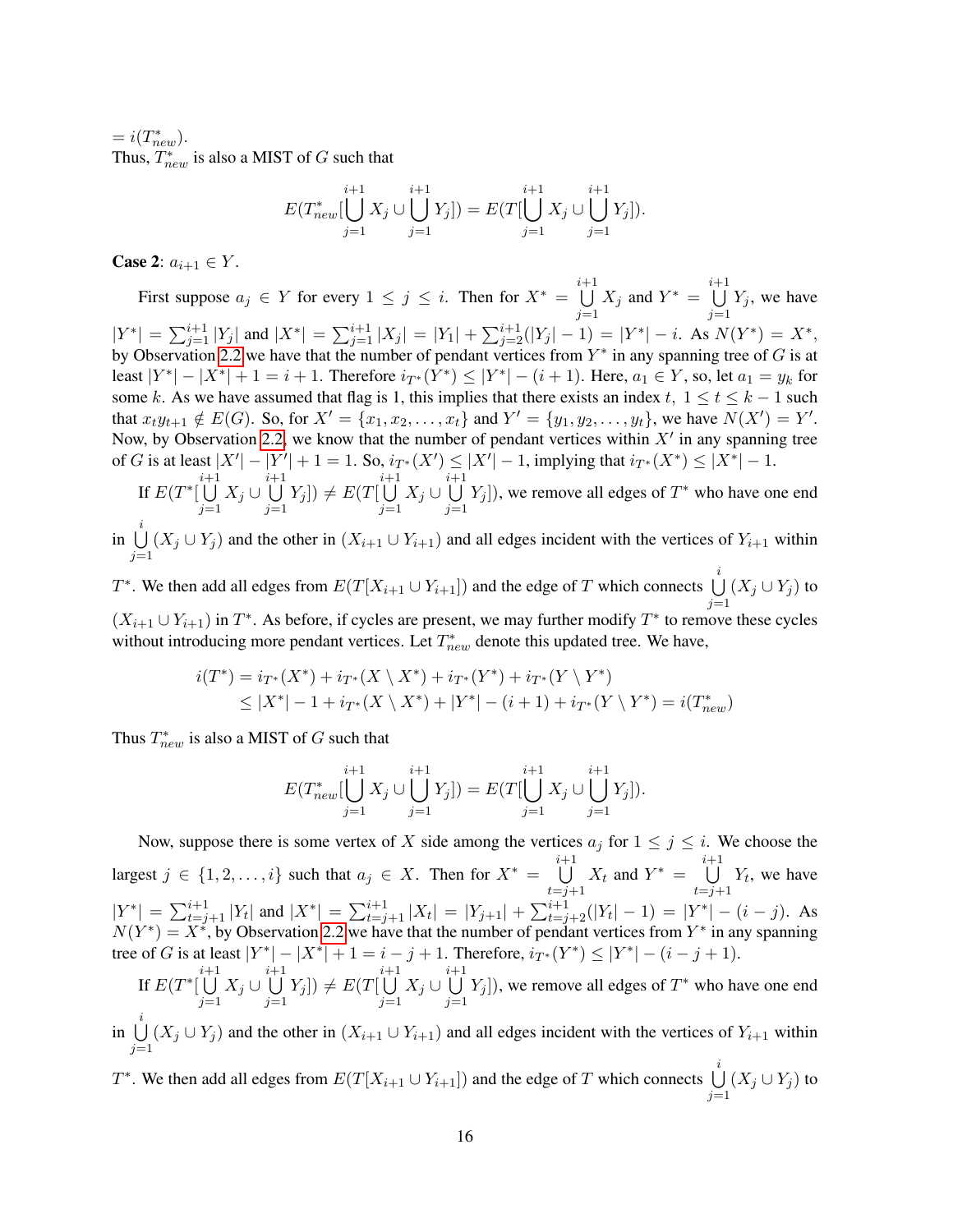$= i(T^*_{new})$.
Thus, $T^*_{new}$ is also a MIST of $G$ such that

$$E(T^*_{new}[\bigcup_{j=1}^{i+1} X_j \cup \bigcup_{j=1}^{i+1} Y_j]) = E(T[\bigcup_{j=1}^{i+1} X_j \cup \bigcup_{j=1}^{i+1} Y_j]).$$

**Case 2**: $a_{i+1} \in Y$.

First suppose $a_j \in Y$ for every $1 \leq j \leq i$. Then for $X^* = \bigcup_{j=1}^{i+1} X_j$ and $Y^* = \bigcup_{j=1}^{i+1} Y_j$, we have $|Y^*| = \sum_{j=1}^{i+1} |Y_j|$ and $|X^*| = \sum_{j=1}^{i+1} |X_j| = |Y_1| + \sum_{j=2}^{i+1}(|Y_j| - 1) = |Y^*| - i$. As $N(Y^*) = X^*$, by Observation 2.2 we have that the number of pendant vertices from $Y^*$ in any spanning tree of $G$ is at least $|Y^*| - |X^*| + 1 = i + 1$. Therefore $i_{T^*}(Y^*) \leq |Y^*| - (i+1)$. Here, $a_1 \in Y$, so, let $a_1 = y_k$ for some $k$. As we have assumed that flag is 1, this implies that there exists an index $t,\ 1 \leq t \leq k-1$ such that $x_t y_{t+1} \notin E(G)$. So, for $X' = \{x_1, x_2, \ldots, x_t\}$ and $Y' = \{y_1, y_2, \ldots, y_t\}$, we have $N(X') = Y'$. Now, by Observation 2.2, we know that the number of pendant vertices within $X'$ in any spanning tree of $G$ is at least $|X'| - |Y'| + 1 = 1$. So, $i_{T^*}(X') \leq |X'| - 1$, implying that $i_{T^*}(X^*) \leq |X^*| - 1$.

If $E(T^*[\bigcup_{j=1}^{i+1} X_j \cup \bigcup_{j=1}^{i+1} Y_j]) \neq E(T[\bigcup_{j=1}^{i+1} X_j \cup \bigcup_{j=1}^{i+1} Y_j])$, we remove all edges of $T^*$ who have one end in $\bigcup_{j=1}^{i} (X_j \cup Y_j)$ and the other in $(X_{i+1} \cup Y_{i+1})$ and all edges incident with the vertices of $Y_{i+1}$ within $T^*$. We then add all edges from $E(T[X_{i+1} \cup Y_{i+1}])$ and the edge of $T$ which connects $\bigcup_{j=1}^{i} (X_j \cup Y_j)$ to $(X_{i+1} \cup Y_{i+1})$ in $T^*$. As before, if cycles are present, we may further modify $T^*$ to remove these cycles without introducing more pendant vertices. Let $T^*_{new}$ denote this updated tree. We have,

$$\begin{aligned} i(T^*) &= i_{T^*}(X^*) + i_{T^*}(X \setminus X^*) + i_{T^*}(Y^*) + i_{T^*}(Y \setminus Y^*) \\ &\leq |X^*| - 1 + i_{T^*}(X \setminus X^*) + |Y^*| - (i+1) + i_{T^*}(Y \setminus Y^*) = i(T^*_{new}) \end{aligned}$$

Thus $T^*_{new}$ is also a MIST of $G$ such that

$$E(T^*_{new}[\bigcup_{j=1}^{i+1} X_j \cup \bigcup_{j=1}^{i+1} Y_j]) = E(T[\bigcup_{j=1}^{i+1} X_j \cup \bigcup_{j=1}^{i+1} Y_j]).$$

Now, suppose there is some vertex of $X$ side among the vertices $a_j$ for $1 \leq j \leq i$. We choose the largest $j \in \{1, 2, \ldots, i\}$ such that $a_j \in X$. Then for $X^* = \bigcup_{t=j+1}^{i+1} X_t$ and $Y^* = \bigcup_{t=j+1}^{i+1} Y_t$, we have $|Y^*| = \sum_{t=j+1}^{i+1} |Y_t|$ and $|X^*| = \sum_{t=j+1}^{i+1} |X_t| = |Y_{j+1}| + \sum_{t=j+2}^{i+1}(|Y_t| - 1) = |Y^*| - (i-j)$. As $N(Y^*) = X^*$, by Observation 2.2 we have that the number of pendant vertices from $Y^*$ in any spanning tree of $G$ is at least $|Y^*| - |X^*| + 1 = i - j + 1$. Therefore, $i_{T^*}(Y^*) \leq |Y^*| - (i - j + 1)$.

If $E(T^*[\bigcup_{j=1}^{i+1} X_j \cup \bigcup_{j=1}^{i+1} Y_j]) \neq E(T[\bigcup_{j=1}^{i+1} X_j \cup \bigcup_{j=1}^{i+1} Y_j])$, we remove all edges of $T^*$ who have one end in $\bigcup_{j=1}^{i} (X_j \cup Y_j)$ and the other in $(X_{i+1} \cup Y_{i+1})$ and all edges incident with the vertices of $Y_{i+1}$ within $T^*$. We then add all edges from $E(T[X_{i+1} \cup Y_{i+1}])$ and the edge of $T$ which connects $\bigcup_{j=1}^{i} (X_j \cup Y_j)$ to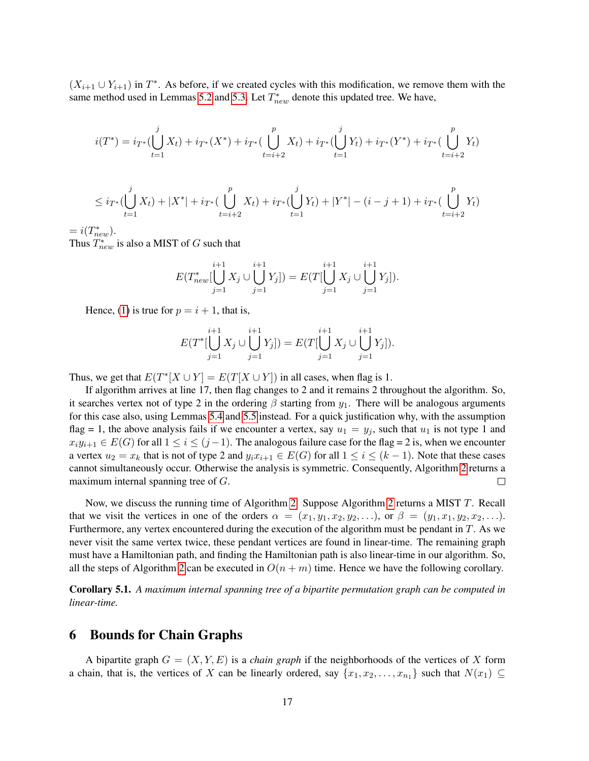$(X_{i+1} \cup Y_{i+1})$ in $T^*$. As before, if we created cycles with this modification, we remove them with the same method used in Lemmas 5.2 and 5.3. Let $T^*_{new}$ denote this updated tree. We have,

$$i(T^*) = i_{T^*}(\bigcup_{t=1}^{j} X_t) + i_{T^*}(X^*) + i_{T^*}(\bigcup_{t=i+2}^{p} X_t) + i_{T^*}(\bigcup_{t=1}^{j} Y_t) + i_{T^*}(Y^*) + i_{T^*}(\bigcup_{t=i+2}^{p} Y_t)$$

$$\leq i_{T^*}(\bigcup_{t=1}^{j} X_t) + |X^*| + i_{T^*}(\bigcup_{t=i+2}^{p} X_t) + i_{T^*}(\bigcup_{t=1}^{j} Y_t) + |Y^*| - (i - j + 1) + i_{T^*}(\bigcup_{t=i+2}^{p} Y_t)$$

$= i(T^*_{new})$.
Thus $T^*_{new}$ is also a MIST of $G$ such that

$$E(T^*_{new}[\bigcup_{j=1}^{i+1} X_j \cup \bigcup_{j=1}^{i+1} Y_j]) = E(T[\bigcup_{j=1}^{i+1} X_j \cup \bigcup_{j=1}^{i+1} Y_j]).$$

Hence, (1) is true for $p = i + 1$, that is,

$$E(T^*[\bigcup_{j=1}^{i+1} X_j \cup \bigcup_{j=1}^{i+1} Y_j]) = E(T[\bigcup_{j=1}^{i+1} X_j \cup \bigcup_{j=1}^{i+1} Y_j]).$$

Thus, we get that $E(T^*[X \cup Y] = E(T[X \cup Y])$ in all cases, when flag is 1.

If algorithm arrives at line 17, then flag changes to 2 and it remains 2 throughout the algorithm. So, it searches vertex not of type 2 in the ordering $\beta$ starting from $y_1$. There will be analogous arguments for this case also, using Lemmas 5.4 and 5.5 instead. For a quick justification why, with the assumption flag = 1, the above analysis fails if we encounter a vertex, say $u_1 = y_j$, such that $u_1$ is not type 1 and $x_i y_{i+1} \in E(G)$ for all $1 \leq i \leq (j-1)$. The analogous failure case for the flag = 2 is, when we encounter a vertex $u_2 = x_k$ that is not of type 2 and $y_i x_{i+1} \in E(G)$ for all $1 \leq i \leq (k-1)$. Note that these cases cannot simultaneously occur. Otherwise the analysis is symmetric. Consequently, Algorithm 2 returns a maximum internal spanning tree of $G$. □

Now, we discuss the running time of Algorithm 2. Suppose Algorithm 2 returns a MIST $T$. Recall that we visit the vertices in one of the orders $\alpha = (x_1, y_1, x_2, y_2, \ldots)$, or $\beta = (y_1, x_1, y_2, x_2, \ldots)$. Furthermore, any vertex encountered during the execution of the algorithm must be pendant in $T$. As we never visit the same vertex twice, these pendant vertices are found in linear-time. The remaining graph must have a Hamiltonian path, and finding the Hamiltonian path is also linear-time in our algorithm. So, all the steps of Algorithm 2 can be executed in $O(n + m)$ time. Hence we have the following corollary.

**Corollary 5.1.** *A maximum internal spanning tree of a bipartite permutation graph can be computed in linear-time.*

## 6 Bounds for Chain Graphs

A bipartite graph $G = (X, Y, E)$ is a *chain graph* if the neighborhoods of the vertices of $X$ form a chain, that is, the vertices of $X$ can be linearly ordered, say $\{x_1, x_2, \ldots, x_{n_1}\}$ such that $N(x_1) \subseteq$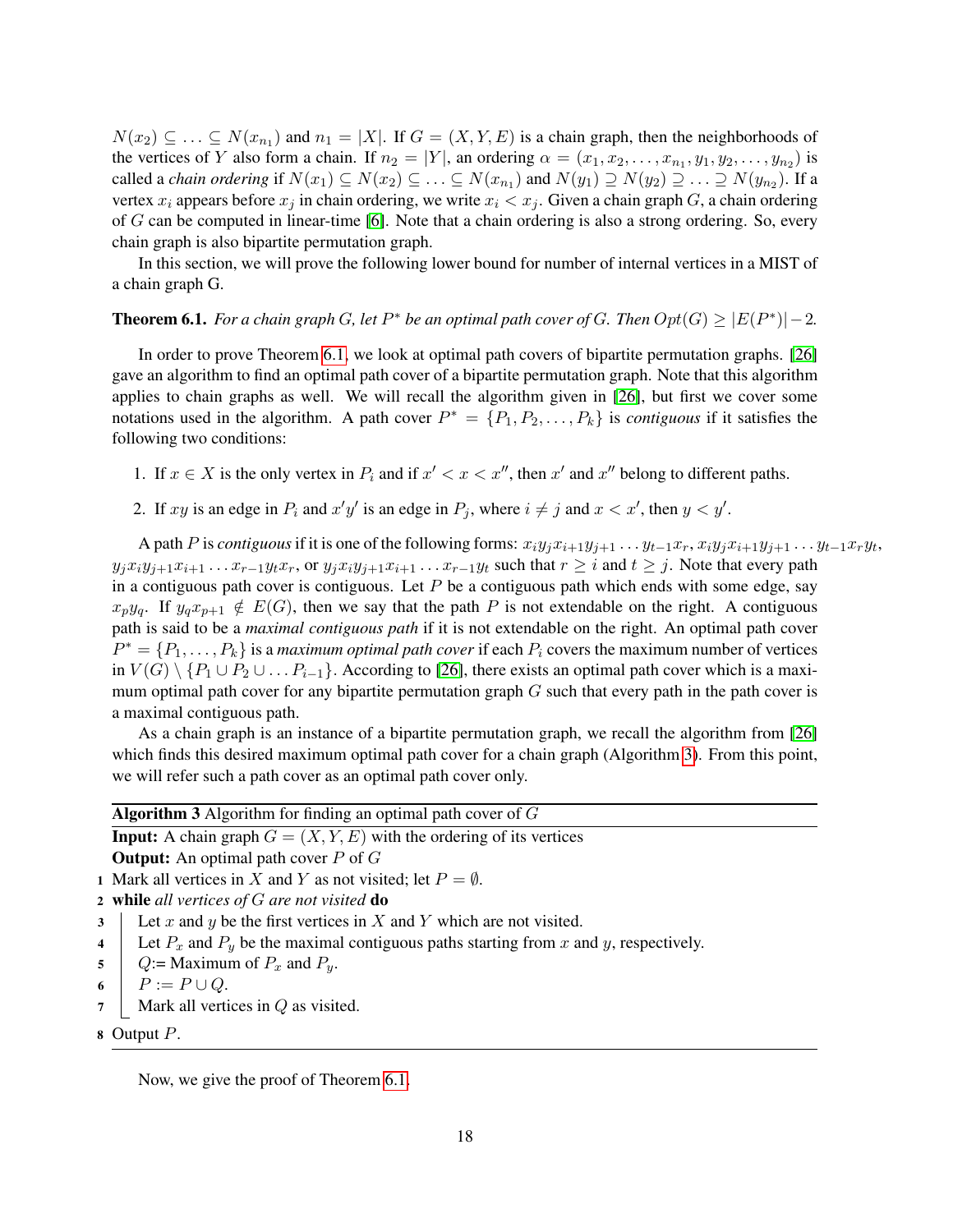$N(x_2) \subseteq \ldots \subseteq N(x_{n_1})$ and $n_1 = |X|$. If $G = (X, Y, E)$ is a chain graph, then the neighborhoods of the vertices of $Y$ also form a chain. If $n_2 = |Y|$, an ordering $\alpha = (x_1, x_2, \ldots, x_{n_1}, y_1, y_2, \ldots, y_{n_2})$ is called a *chain ordering* if $N(x_1) \subseteq N(x_2) \subseteq \ldots \subseteq N(x_{n_1})$ and $N(y_1) \supseteq N(y_2) \supseteq \ldots \supseteq N(y_{n_2})$. If a vertex $x_i$ appears before $x_j$ in chain ordering, we write $x_i < x_j$. Given a chain graph $G$, a chain ordering of $G$ can be computed in linear-time [6]. Note that a chain ordering is also a strong ordering. So, every chain graph is also bipartite permutation graph.

In this section, we will prove the following lower bound for number of internal vertices in a MIST of a chain graph G.

**Theorem 6.1.** *For a chain graph $G$, let $P^*$ be an optimal path cover of $G$. Then $Opt(G) \geq |E(P^*)| - 2$.*

In order to prove Theorem 6.1, we look at optimal path covers of bipartite permutation graphs. [26] gave an algorithm to find an optimal path cover of a bipartite permutation graph. Note that this algorithm applies to chain graphs as well. We will recall the algorithm given in [26], but first we cover some notations used in the algorithm. A path cover $P^* = \{P_1, P_2, \ldots, P_k\}$ is *contiguous* if it satisfies the following two conditions:

1. If $x \in X$ is the only vertex in $P_i$ and if $x' < x < x''$, then $x'$ and $x''$ belong to different paths.
2. If $xy$ is an edge in $P_i$ and $x'y'$ is an edge in $P_j$, where $i \neq j$ and $x < x'$, then $y < y'$.

A path $P$ is *contiguous* if it is one of the following forms: $x_i y_j x_{i+1} y_{j+1} \ldots y_{t-1} x_r$, $x_i y_j x_{i+1} y_{j+1} \ldots y_{t-1} x_r y_t$, $y_j x_i y_{j+1} x_{i+1} \ldots x_{r-1} y_t x_r$, or $y_j x_i y_{j+1} x_{i+1} \ldots x_{r-1} y_t$ such that $r \geq i$ and $t \geq j$. Note that every path in a contiguous path cover is contiguous. Let $P$ be a contiguous path which ends with some edge, say $x_p y_q$. If $y_q x_{p+1} \notin E(G)$, then we say that the path $P$ is not extendable on the right. A contiguous path is said to be a *maximal contiguous path* if it is not extendable on the right. An optimal path cover $P^* = \{P_1, \ldots, P_k\}$ is a *maximum optimal path cover* if each $P_i$ covers the maximum number of vertices in $V(G) \setminus \{P_1 \cup P_2 \cup \ldots P_{i-1}\}$. According to [26], there exists an optimal path cover which is a maximum optimal path cover for any bipartite permutation graph $G$ such that every path in the path cover is a maximal contiguous path.

As a chain graph is an instance of a bipartite permutation graph, we recall the algorithm from [26] which finds this desired maximum optimal path cover for a chain graph (Algorithm 3). From this point, we will refer such a path cover as an optimal path cover only.

**Algorithm 3** Algorithm for finding an optimal path cover of $G$

**Input:** A chain graph $G = (X, Y, E)$ with the ordering of its vertices
**Output:** An optimal path cover $P$ of $G$

```
1 Mark all vertices in X and Y as not visited; let P = ∅.
2 while all vertices of G are not visited do
3     Let x and y be the first vertices in X and Y which are not visited.
4     Let P_x and P_y be the maximal contiguous paths starting from x and y, respectively.
5     Q:= Maximum of P_x and P_y.
6     P := P ∪ Q.
7     Mark all vertices in Q as visited.
8 Output P.
```

Now, we give the proof of Theorem 6.1.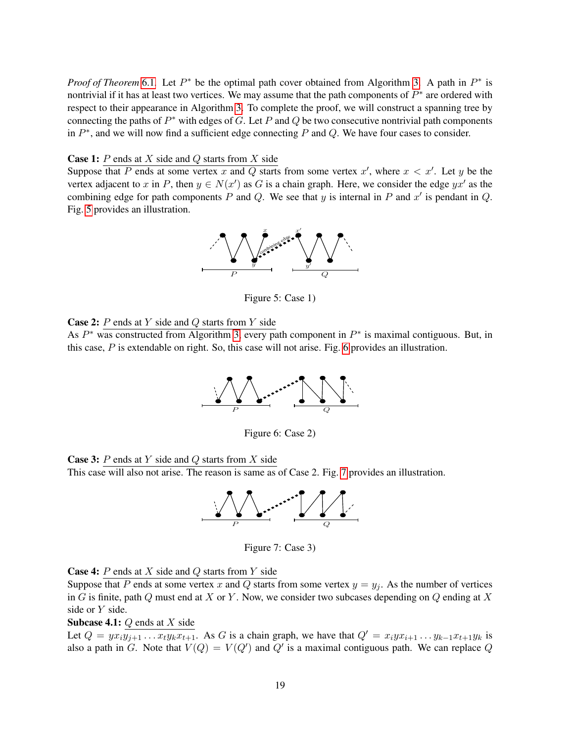*Proof of Theorem 6.1.* Let $P^*$ be the optimal path cover obtained from Algorithm 3. A path in $P^*$ is nontrivial if it has at least two vertices. We may assume that the path components of $P^*$ are ordered with respect to their appearance in Algorithm 3. To complete the proof, we will construct a spanning tree by connecting the paths of $P^*$ with edges of $G$. Let $P$ and $Q$ be two consecutive nontrivial path components in $P^*$, and we will now find a sufficient edge connecting $P$ and $Q$. We have four cases to consider.

**Case 1:** <u>$P$ ends at $X$ side and $Q$ starts from $X$ side</u>
Suppose that $P$ ends at some vertex $x$ and $Q$ starts from some vertex $x'$, where $x < x'$. Let $y$ be the vertex adjacent to $x$ in $P$, then $y \in N(x')$ as $G$ is a chain graph. Here, we consider the edge $yx'$ as the combining edge for path components $P$ and $Q$. We see that $y$ is internal in $P$ and $x'$ is pendant in $Q$. Fig. 5 provides an illustration.

Figure 5: Case 1)

**Case 2:** <u>$P$ ends at $Y$ side and $Q$ starts from $Y$ side</u>
As $P^*$ was constructed from Algorithm 3, every path component in $P^*$ is maximal contiguous. But, in this case, $P$ is extendable on right. So, this case will not arise. Fig. 6 provides an illustration.

Figure 6: Case 2)

**Case 3:** <u>$P$ ends at $Y$ side and $Q$ starts from $X$ side</u>
This case will also not arise. The reason is same as of Case 2. Fig. 7 provides an illustration.

Figure 7: Case 3)

**Case 4:** <u>$P$ ends at $X$ side and $Q$ starts from $Y$ side</u>
Suppose that $P$ ends at some vertex $x$ and $Q$ starts from some vertex $y = y_j$. As the number of vertices in $G$ is finite, path $Q$ must end at $X$ or $Y$. Now, we consider two subcases depending on $Q$ ending at $X$ side or $Y$ side.

**Subcase 4.1:** <u>$Q$ ends at $X$ side</u>
Let $Q = yx_iy_{j+1} \dots x_ty_kx_{t+1}$. As $G$ is a chain graph, we have that $Q' = x_iyx_{i+1} \dots y_{k-1}x_{t+1}y_k$ is also a path in $G$. Note that $V(Q) = V(Q')$ and $Q'$ is a maximal contiguous path. We can replace $Q$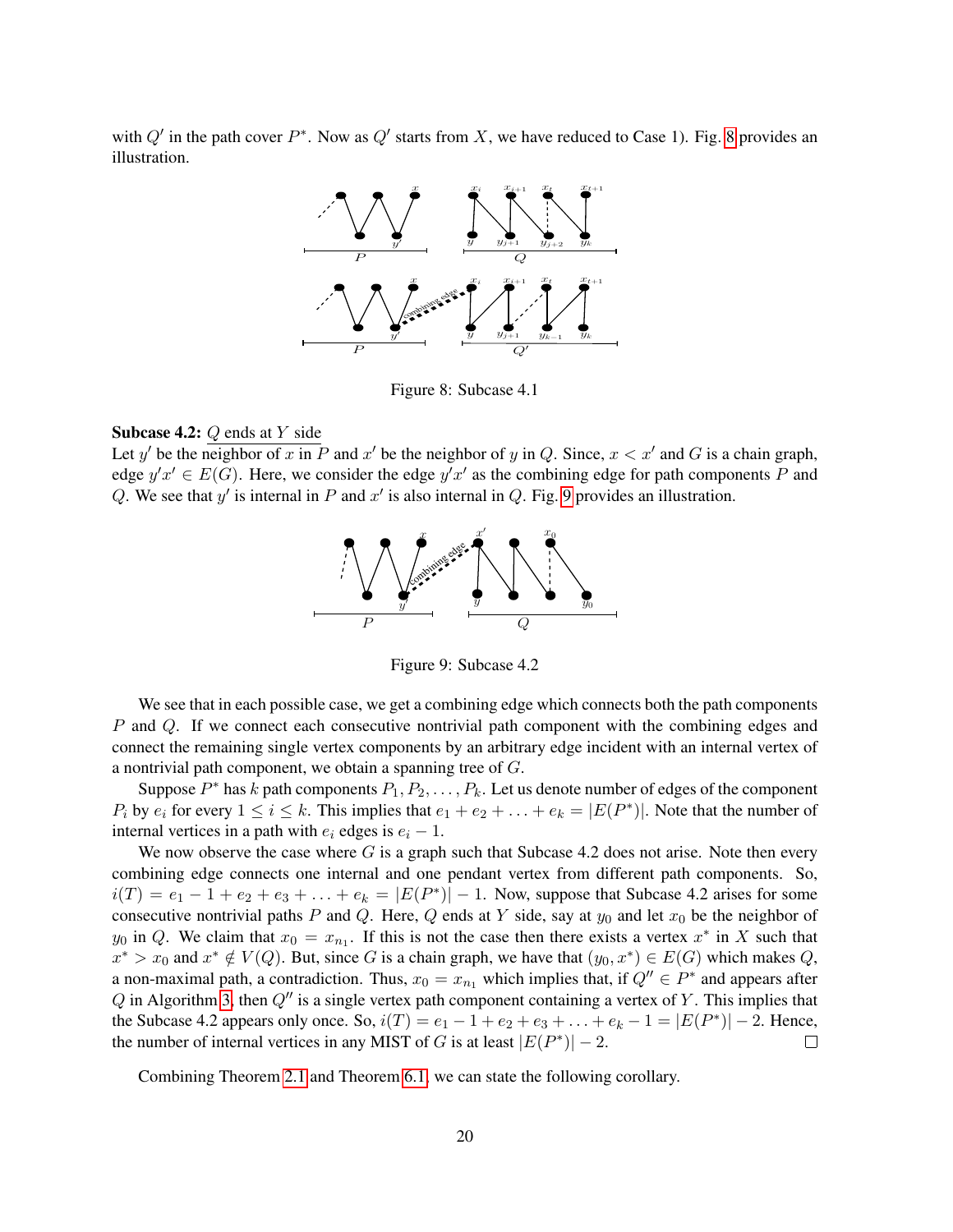with $Q'$ in the path cover $P^*$. Now as $Q'$ starts from $X$, we have reduced to Case 1). Fig. 8 provides an illustration.

Figure 8: Subcase 4.1

**Subcase 4.2:** <u>$Q$ ends at $Y$ side</u>

Let $y'$ be the neighbor of $x$ in $P$ and $x'$ be the neighbor of $y$ in $Q$. Since, $x < x'$ and $G$ is a chain graph, edge $y'x' \in E(G)$. Here, we consider the edge $y'x'$ as the combining edge for path components $P$ and $Q$. We see that $y'$ is internal in $P$ and $x'$ is also internal in $Q$. Fig. 9 provides an illustration.

Figure 9: Subcase 4.2

We see that in each possible case, we get a combining edge which connects both the path components $P$ and $Q$. If we connect each consecutive nontrivial path component with the combining edges and connect the remaining single vertex components by an arbitrary edge incident with an internal vertex of a nontrivial path component, we obtain a spanning tree of $G$.

Suppose $P^*$ has $k$ path components $P_1, P_2, \ldots, P_k$. Let us denote number of edges of the component $P_i$ by $e_i$ for every $1 \leq i \leq k$. This implies that $e_1 + e_2 + \ldots + e_k = |E(P^*)|$. Note that the number of internal vertices in a path with $e_i$ edges is $e_i - 1$.

We now observe the case where $G$ is a graph such that Subcase 4.2 does not arise. Note then every combining edge connects one internal and one pendant vertex from different path components. So, $i(T) = e_1 - 1 + e_2 + e_3 + \ldots + e_k = |E(P^*)| - 1$. Now, suppose that Subcase 4.2 arises for some consecutive nontrivial paths $P$ and $Q$. Here, $Q$ ends at $Y$ side, say at $y_0$ and let $x_0$ be the neighbor of $y_0$ in $Q$. We claim that $x_0 = x_{n_1}$. If this is not the case then there exists a vertex $x^*$ in $X$ such that $x^* > x_0$ and $x^* \notin V(Q)$. But, since $G$ is a chain graph, we have that $(y_0, x^*) \in E(G)$ which makes $Q$, a non-maximal path, a contradiction. Thus, $x_0 = x_{n_1}$ which implies that, if $Q'' \in P^*$ and appears after $Q$ in Algorithm 3, then $Q''$ is a single vertex path component containing a vertex of $Y$. This implies that the Subcase 4.2 appears only once. So, $i(T) = e_1 - 1 + e_2 + e_3 + \ldots + e_k - 1 = |E(P^*)| - 2$. Hence, the number of internal vertices in any MIST of $G$ is at least $|E(P^*)| - 2$. □

Combining Theorem 2.1 and Theorem 6.1, we can state the following corollary.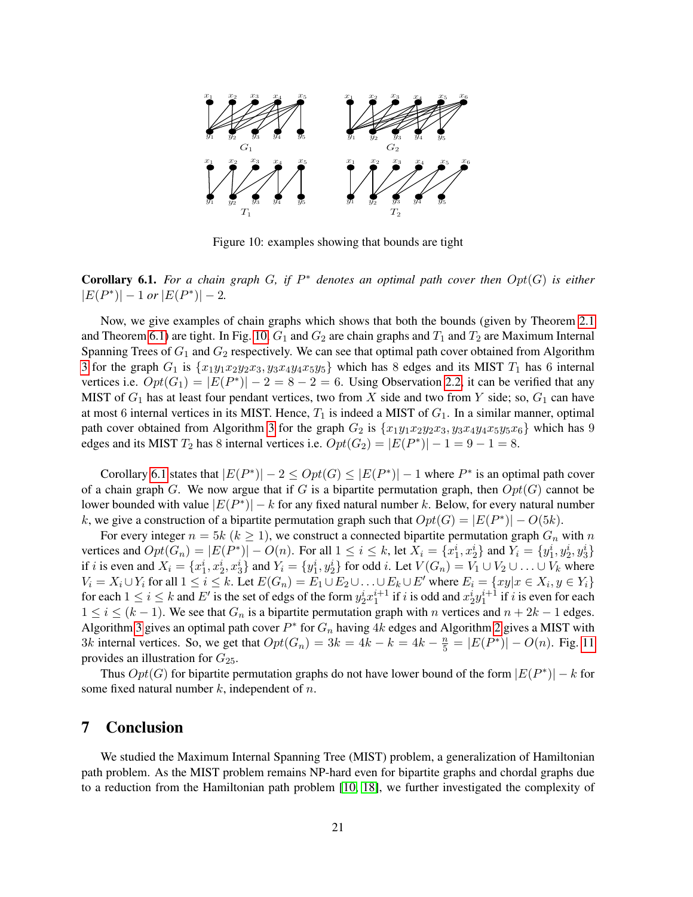Figure 10: examples showing that bounds are tight

**Corollary 6.1.** *For a chain graph $G$, if $P^*$ denotes an optimal path cover then $Opt(G)$ is either $|E(P^*)| - 1$ or $|E(P^*)| - 2$.*

Now, we give examples of chain graphs which shows that both the bounds (given by Theorem 2.1 and Theorem 6.1) are tight. In Fig. 10, $G_1$ and $G_2$ are chain graphs and $T_1$ and $T_2$ are Maximum Internal Spanning Trees of $G_1$ and $G_2$ respectively. We can see that optimal path cover obtained from Algorithm 3 for the graph $G_1$ is $\{x_1y_1x_2y_2x_3, y_3x_4y_4x_5y_5\}$ which has 8 edges and its MIST $T_1$ has 6 internal vertices i.e. $Opt(G_1) = |E(P^*)| - 2 = 8 - 2 = 6$. Using Observation 2.2, it can be verified that any MIST of $G_1$ has at least four pendant vertices, two from $X$ side and two from $Y$ side; so, $G_1$ can have at most 6 internal vertices in its MIST. Hence, $T_1$ is indeed a MIST of $G_1$. In a similar manner, optimal path cover obtained from Algorithm 3 for the graph $G_2$ is $\{x_1y_1x_2y_2x_3, y_3x_4y_4x_5y_5x_6\}$ which has 9 edges and its MIST $T_2$ has 8 internal vertices i.e. $Opt(G_2) = |E(P^*)| - 1 = 9 - 1 = 8$.

Corollary 6.1 states that $|E(P^*)| - 2 \leq Opt(G) \leq |E(P^*)| - 1$ where $P^*$ is an optimal path cover of a chain graph $G$. We now argue that if $G$ is a bipartite permutation graph, then $Opt(G)$ cannot be lower bounded with value $|E(P^*)| - k$ for any fixed natural number $k$. Below, for every natural number $k$, we give a construction of a bipartite permutation graph such that $Opt(G) = |E(P^*)| - O(5k)$.

For every integer $n = 5k$ ($k \geq 1$), we construct a connected bipartite permutation graph $G_n$ with $n$ vertices and $Opt(G_n) = |E(P^*)| - O(n)$. For all $1 \leq i \leq k$, let $X_i = \{x_1^i, x_2^i\}$ and $Y_i = \{y_1^i, y_2^i, y_3^i\}$ if $i$ is even and $X_i = \{x_1^i, x_2^i, x_3^i\}$ and $Y_i = \{y_1^i, y_2^i\}$ for odd $i$. Let $V(G_n) = V_1 \cup V_2 \cup \ldots \cup V_k$ where $V_i = X_i \cup Y_i$ for all $1 \leq i \leq k$. Let $E(G_n) = E_1 \cup E_2 \cup \ldots \cup E_k \cup E'$ where $E_i = \{xy | x \in X_i, y \in Y_i\}$ for each $1 \leq i \leq k$ and $E'$ is the set of edgs of the form $y_2^i x_1^{i+1}$ if $i$ is odd and $x_2^i y_1^{i+1}$ if $i$ is even for each $1 \leq i \leq (k-1)$. We see that $G_n$ is a bipartite permutation graph with $n$ vertices and $n + 2k - 1$ edges. Algorithm 3 gives an optimal path cover $P^*$ for $G_n$ having $4k$ edges and Algorithm 2 gives a MIST with $3k$ internal vertices. So, we get that $Opt(G_n) = 3k = 4k - k = 4k - \frac{n}{5} = |E(P^*)| - O(n)$. Fig. 11 provides an illustration for $G_{25}$.

Thus $Opt(G)$ for bipartite permutation graphs do not have lower bound of the form $|E(P^*)| - k$ for some fixed natural number $k$, independent of $n$.

## 7 Conclusion

We studied the Maximum Internal Spanning Tree (MIST) problem, a generalization of Hamiltonian path problem. As the MIST problem remains NP-hard even for bipartite graphs and chordal graphs due to a reduction from the Hamiltonian path problem [10, 18], we further investigated the complexity of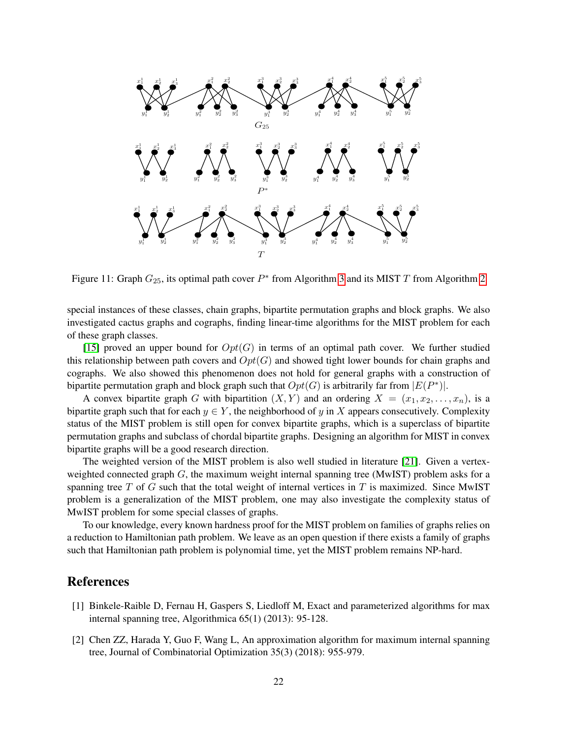Figure 11: Graph $G_{25}$, its optimal path cover $P^*$ from Algorithm 3 and its MIST $T$ from Algorithm 2

special instances of these classes, chain graphs, bipartite permutation graphs and block graphs. We also investigated cactus graphs and cographs, finding linear-time algorithms for the MIST problem for each of these graph classes.

[15] proved an upper bound for $Opt(G)$ in terms of an optimal path cover. We further studied this relationship between path covers and $Opt(G)$ and showed tight lower bounds for chain graphs and cographs. We also showed this phenomenon does not hold for general graphs with a construction of bipartite permutation graph and block graph such that $Opt(G)$ is arbitrarily far from $|E(P^*)|$.

A convex bipartite graph $G$ with bipartition $(X, Y)$ and an ordering $X = (x_1, x_2, \ldots, x_n)$, is a bipartite graph such that for each $y \in Y$, the neighborhood of $y$ in $X$ appears consecutively. Complexity status of the MIST problem is still open for convex bipartite graphs, which is a superclass of bipartite permutation graphs and subclass of chordal bipartite graphs. Designing an algorithm for MIST in convex bipartite graphs will be a good research direction.

The weighted version of the MIST problem is also well studied in literature [21]. Given a vertex-weighted connected graph $G$, the maximum weight internal spanning tree (MwIST) problem asks for a spanning tree $T$ of $G$ such that the total weight of internal vertices in $T$ is maximized. Since MwIST problem is a generalization of the MIST problem, one may also investigate the complexity status of MwIST problem for some special classes of graphs.

To our knowledge, every known hardness proof for the MIST problem on families of graphs relies on a reduction to Hamiltonian path problem. We leave as an open question if there exists a family of graphs such that Hamiltonian path problem is polynomial time, yet the MIST problem remains NP-hard.

# References

[1] Binkele-Raible D, Fernau H, Gaspers S, Liedloff M, Exact and parameterized algorithms for max internal spanning tree, Algorithmica 65(1) (2013): 95-128.

[2] Chen ZZ, Harada Y, Guo F, Wang L, An approximation algorithm for maximum internal spanning tree, Journal of Combinatorial Optimization 35(3) (2018): 955-979.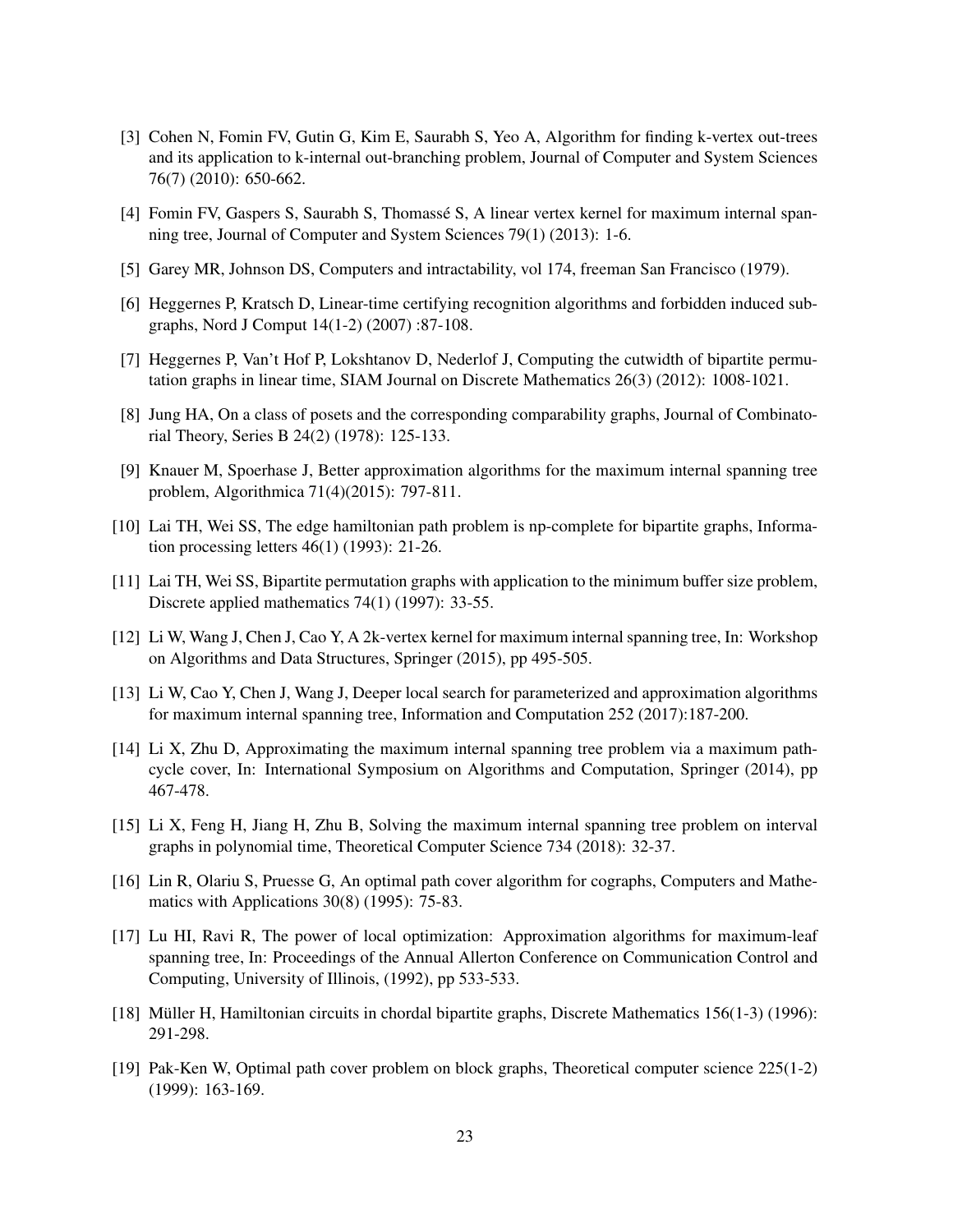[3] Cohen N, Fomin FV, Gutin G, Kim E, Saurabh S, Yeo A, Algorithm for finding k-vertex out-trees and its application to k-internal out-branching problem, Journal of Computer and System Sciences 76(7) (2010): 650-662.

[4] Fomin FV, Gaspers S, Saurabh S, Thomassé S, A linear vertex kernel for maximum internal spanning tree, Journal of Computer and System Sciences 79(1) (2013): 1-6.

[5] Garey MR, Johnson DS, Computers and intractability, vol 174, freeman San Francisco (1979).

[6] Heggernes P, Kratsch D, Linear-time certifying recognition algorithms and forbidden induced subgraphs, Nord J Comput 14(1-2) (2007) :87-108.

[7] Heggernes P, Van't Hof P, Lokshtanov D, Nederlof J, Computing the cutwidth of bipartite permutation graphs in linear time, SIAM Journal on Discrete Mathematics 26(3) (2012): 1008-1021.

[8] Jung HA, On a class of posets and the corresponding comparability graphs, Journal of Combinatorial Theory, Series B 24(2) (1978): 125-133.

[9] Knauer M, Spoerhase J, Better approximation algorithms for the maximum internal spanning tree problem, Algorithmica 71(4)(2015): 797-811.

[10] Lai TH, Wei SS, The edge hamiltonian path problem is np-complete for bipartite graphs, Information processing letters 46(1) (1993): 21-26.

[11] Lai TH, Wei SS, Bipartite permutation graphs with application to the minimum buffer size problem, Discrete applied mathematics 74(1) (1997): 33-55.

[12] Li W, Wang J, Chen J, Cao Y, A 2k-vertex kernel for maximum internal spanning tree, In: Workshop on Algorithms and Data Structures, Springer (2015), pp 495-505.

[13] Li W, Cao Y, Chen J, Wang J, Deeper local search for parameterized and approximation algorithms for maximum internal spanning tree, Information and Computation 252 (2017):187-200.

[14] Li X, Zhu D, Approximating the maximum internal spanning tree problem via a maximum path-cycle cover, In: International Symposium on Algorithms and Computation, Springer (2014), pp 467-478.

[15] Li X, Feng H, Jiang H, Zhu B, Solving the maximum internal spanning tree problem on interval graphs in polynomial time, Theoretical Computer Science 734 (2018): 32-37.

[16] Lin R, Olariu S, Pruesse G, An optimal path cover algorithm for cographs, Computers and Mathematics with Applications 30(8) (1995): 75-83.

[17] Lu HI, Ravi R, The power of local optimization: Approximation algorithms for maximum-leaf spanning tree, In: Proceedings of the Annual Allerton Conference on Communication Control and Computing, University of Illinois, (1992), pp 533-533.

[18] Müller H, Hamiltonian circuits in chordal bipartite graphs, Discrete Mathematics 156(1-3) (1996): 291-298.

[19] Pak-Ken W, Optimal path cover problem on block graphs, Theoretical computer science 225(1-2) (1999): 163-169.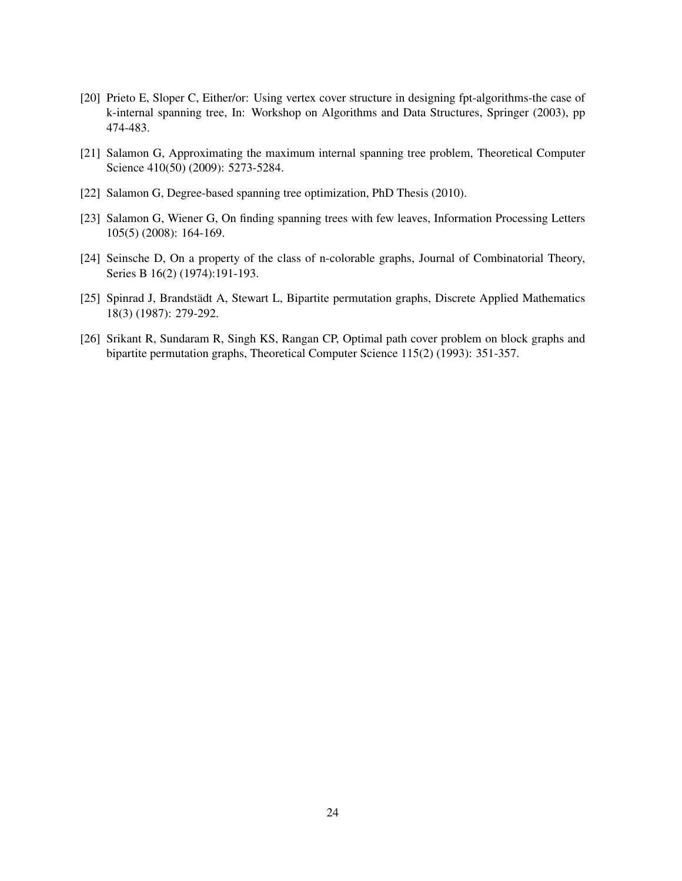[20] Prieto E, Sloper C, Either/or: Using vertex cover structure in designing fpt-algorithms-the case of k-internal spanning tree, In: Workshop on Algorithms and Data Structures, Springer (2003), pp 474-483.

[21] Salamon G, Approximating the maximum internal spanning tree problem, Theoretical Computer Science 410(50) (2009): 5273-5284.

[22] Salamon G, Degree-based spanning tree optimization, PhD Thesis (2010).

[23] Salamon G, Wiener G, On finding spanning trees with few leaves, Information Processing Letters 105(5) (2008): 164-169.

[24] Seinsche D, On a property of the class of n-colorable graphs, Journal of Combinatorial Theory, Series B 16(2) (1974):191-193.

[25] Spinrad J, Brandstädt A, Stewart L, Bipartite permutation graphs, Discrete Applied Mathematics 18(3) (1987): 279-292.

[26] Srikant R, Sundaram R, Singh KS, Rangan CP, Optimal path cover problem on block graphs and bipartite permutation graphs, Theoretical Computer Science 115(2) (1993): 351-357.